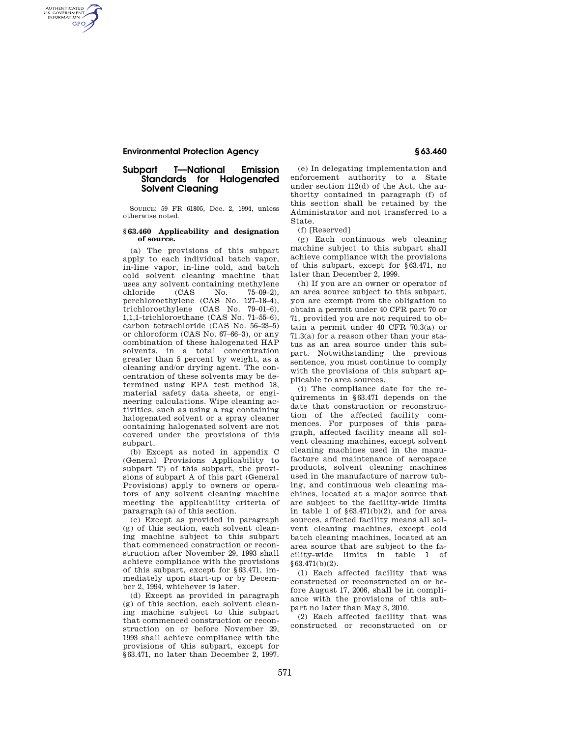## Subpart T—National Emission Standards for Halogenated Solvent Cleaning

SOURCE: 59 FR 61805, Dec. 2, 1994, unless otherwise noted.

### § 63.460 Applicability and designation of source.

(a) The provisions of this subpart apply to each individual batch vapor, in-line vapor, in-line cold, and batch cold solvent cleaning machine that uses any solvent containing methylene chloride (CAS No. 75–09–2), perchloroethylene (CAS No. 127–18–4), trichloroethylene (CAS No. 79–01–6), 1,1,1-trichloroethane (CAS No. 71–55–6), carbon tetrachloride (CAS No. 56–23–5) or chloroform (CAS No. 67–66–3), or any combination of these halogenated HAP solvents, in a total concentration greater than 5 percent by weight, as a cleaning and/or drying agent. The concentration of these solvents may be determined using EPA test method 18, material safety data sheets, or engineering calculations. Wipe cleaning activities, such as using a rag containing halogenated solvent or a spray cleaner containing halogenated solvent are not covered under the provisions of this subpart.

(b) Except as noted in appendix C (General Provisions Applicability to subpart T) of this subpart, the provisions of subpart A of this part (General Provisions) apply to owners or operators of any solvent cleaning machine meeting the applicability criteria of paragraph (a) of this section.

(c) Except as provided in paragraph (g) of this section, each solvent cleaning machine subject to this subpart that commenced construction or reconstruction after November 29, 1993 shall achieve compliance with the provisions of this subpart, except for §63.471, immediately upon start-up or by December 2, 1994, whichever is later.

(d) Except as provided in paragraph (g) of this section, each solvent cleaning machine subject to this subpart that commenced construction or reconstruction on or before November 29, 1993 shall achieve compliance with the provisions of this subpart, except for §63.471, no later than December 2, 1997.

(e) In delegating implementation and enforcement authority to a State under section 112(d) of the Act, the authority contained in paragraph (f) of this section shall be retained by the Administrator and not transferred to a State.

(f) [Reserved]

(g) Each continuous web cleaning machine subject to this subpart shall achieve compliance with the provisions of this subpart, except for §63.471, no later than December 2, 1999.

(h) If you are an owner or operator of an area source subject to this subpart, you are exempt from the obligation to obtain a permit under 40 CFR part 70 or 71, provided you are not required to obtain a permit under 40 CFR 70.3(a) or 71.3(a) for a reason other than your status as an area source under this subpart. Notwithstanding the previous sentence, you must continue to comply with the provisions of this subpart applicable to area sources.

(i) The compliance date for the requirements in §63.471 depends on the date that construction or reconstruction of the affected facility commences. For purposes of this paragraph, affected facility means all solvent cleaning machines, except solvent cleaning machines used in the manufacture and maintenance of aerospace products, solvent cleaning machines used in the manufacture of narrow tubing, and continuous web cleaning machines, located at a major source that are subject to the facility-wide limits in table 1 of §63.471(b)(2), and for area sources, affected facility means all solvent cleaning machines, except cold batch cleaning machines, located at an area source that are subject to the facility-wide limits in table 1 of §63.471(b)(2).

(1) Each affected facility that was constructed or reconstructed on or before August 17, 2006, shall be in compliance with the provisions of this subpart no later than May 3, 2010.

(2) Each affected facility that was constructed or reconstructed on or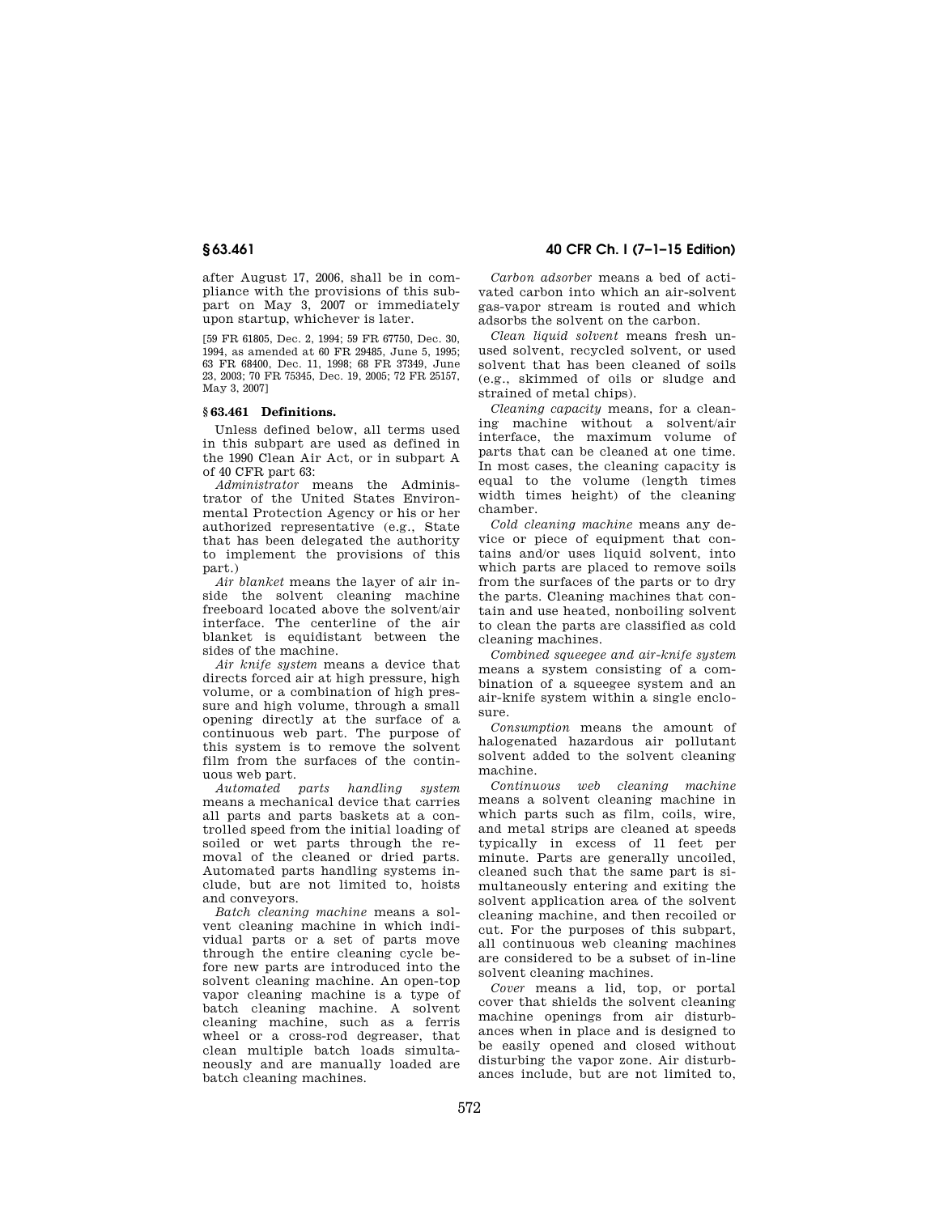after August 17, 2006, shall be in compliance with the provisions of this subpart on May 3, 2007 or immediately upon startup, whichever is later.

[59 FR 61805, Dec. 2, 1994; 59 FR 67750, Dec. 30, 1994, as amended at 60 FR 29485, June 5, 1995; 63 FR 68400, Dec. 11, 1998; 68 FR 37349, June 23, 2003; 70 FR 75345, Dec. 19, 2005; 72 FR 25157, May 3, 2007]

## § 63.461 Definitions.

Unless defined below, all terms used in this subpart are used as defined in the 1990 Clean Air Act, or in subpart A of 40 CFR part 63:

*Administrator* means the Administrator of the United States Environmental Protection Agency or his or her authorized representative (e.g., State that has been delegated the authority to implement the provisions of this part.)

*Air blanket* means the layer of air inside the solvent cleaning machine freeboard located above the solvent/air interface. The centerline of the air blanket is equidistant between the sides of the machine.

*Air knife system* means a device that directs forced air at high pressure, high volume, or a combination of high pressure and high volume, through a small opening directly at the surface of a continuous web part. The purpose of this system is to remove the solvent film from the surfaces of the continuous web part.

*Automated parts handling system* means a mechanical device that carries all parts and parts baskets at a controlled speed from the initial loading of soiled or wet parts through the removal of the cleaned or dried parts. Automated parts handling systems include, but are not limited to, hoists and conveyors.

*Batch cleaning machine* means a solvent cleaning machine in which individual parts or a set of parts move through the entire cleaning cycle before new parts are introduced into the solvent cleaning machine. An open-top vapor cleaning machine is a type of batch cleaning machine. A solvent cleaning machine, such as a ferris wheel or a cross-rod degreaser, that clean multiple batch loads simultaneously and are manually loaded are batch cleaning machines.

*Carbon adsorber* means a bed of activated carbon into which an air-solvent gas-vapor stream is routed and which adsorbs the solvent on the carbon.

*Clean liquid solvent* means fresh unused solvent, recycled solvent, or used solvent that has been cleaned of soils (e.g., skimmed of oils or sludge and strained of metal chips).

*Cleaning capacity* means, for a cleaning machine without a solvent/air interface, the maximum volume of parts that can be cleaned at one time. In most cases, the cleaning capacity is equal to the volume (length times width times height) of the cleaning chamber.

*Cold cleaning machine* means any device or piece of equipment that contains and/or uses liquid solvent, into which parts are placed to remove soils from the surfaces of the parts or to dry the parts. Cleaning machines that contain and use heated, nonboiling solvent to clean the parts are classified as cold cleaning machines.

*Combined squeegee and air-knife system* means a system consisting of a combination of a squeegee system and an air-knife system within a single enclosure.

*Consumption* means the amount of halogenated hazardous air pollutant solvent added to the solvent cleaning machine.

*Continuous web cleaning machine* means a solvent cleaning machine in which parts such as film, coils, wire, and metal strips are cleaned at speeds typically in excess of 11 feet per minute. Parts are generally uncoiled, cleaned such that the same part is simultaneously entering and exiting the solvent application area of the solvent cleaning machine, and then recoiled or cut. For the purposes of this subpart, all continuous web cleaning machines are considered to be a subset of in-line solvent cleaning machines.

*Cover* means a lid, top, or portal cover that shields the solvent cleaning machine openings from air disturbances when in place and is designed to be easily opened and closed without disturbing the vapor zone. Air disturbances include, but are not limited to,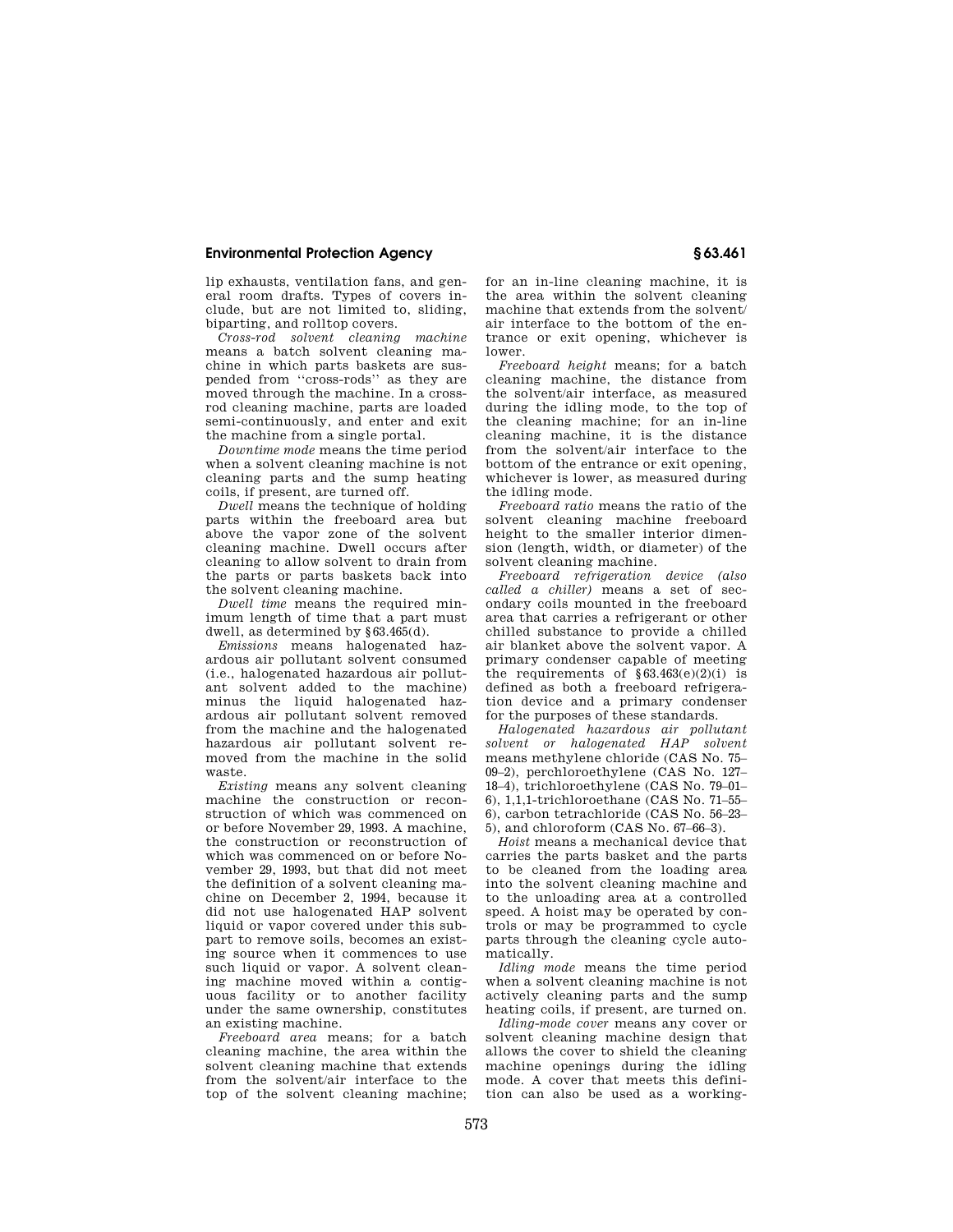lip exhausts, ventilation fans, and general room drafts. Types of covers include, but are not limited to, sliding, biparting, and rolltop covers.

*Cross-rod solvent cleaning machine* means a batch solvent cleaning machine in which parts baskets are suspended from "cross-rods" as they are moved through the machine. In a cross-rod cleaning machine, parts are loaded semi-continuously, and enter and exit the machine from a single portal.

*Downtime mode* means the time period when a solvent cleaning machine is not cleaning parts and the sump heating coils, if present, are turned off.

*Dwell* means the technique of holding parts within the freeboard area but above the vapor zone of the solvent cleaning machine. Dwell occurs after cleaning to allow solvent to drain from the parts or parts baskets back into the solvent cleaning machine.

*Dwell time* means the required minimum length of time that a part must dwell, as determined by §63.465(d).

*Emissions* means halogenated hazardous air pollutant solvent consumed (i.e., halogenated hazardous air pollutant solvent added to the machine) minus the liquid halogenated hazardous air pollutant solvent removed from the machine and the halogenated hazardous air pollutant solvent removed from the machine in the solid waste.

*Existing* means any solvent cleaning machine the construction or reconstruction of which was commenced on or before November 29, 1993. A machine, the construction or reconstruction of which was commenced on or before November 29, 1993, but that did not meet the definition of a solvent cleaning machine on December 2, 1994, because it did not use halogenated HAP solvent liquid or vapor covered under this subpart to remove soils, becomes an existing source when it commences to use such liquid or vapor. A solvent cleaning machine moved within a contiguous facility or to another facility under the same ownership, constitutes an existing machine.

*Freeboard area* means; for a batch cleaning machine, the area within the solvent cleaning machine that extends from the solvent/air interface to the top of the solvent cleaning machine; for an in-line cleaning machine, it is the area within the solvent cleaning machine that extends from the solvent/air interface to the bottom of the entrance or exit opening, whichever is lower.

*Freeboard height* means; for a batch cleaning machine, the distance from the solvent/air interface, as measured during the idling mode, to the top of the cleaning machine; for an in-line cleaning machine, it is the distance from the solvent/air interface to the bottom of the entrance or exit opening, whichever is lower, as measured during the idling mode.

*Freeboard ratio* means the ratio of the solvent cleaning machine freeboard height to the smaller interior dimension (length, width, or diameter) of the solvent cleaning machine.

*Freeboard refrigeration device (also called a chiller)* means a set of secondary coils mounted in the freeboard area that carries a refrigerant or other chilled substance to provide a chilled air blanket above the solvent vapor. A primary condenser capable of meeting the requirements of §63.463(e)(2)(i) is defined as both a freeboard refrigeration device and a primary condenser for the purposes of these standards.

*Halogenated hazardous air pollutant solvent or halogenated HAP solvent* means methylene chloride (CAS No. 75–09–2), perchloroethylene (CAS No. 127–18–4), trichloroethylene (CAS No. 79–01–6), 1,1,1-trichloroethane (CAS No. 71–55–6), carbon tetrachloride (CAS No. 56–23–5), and chloroform (CAS No. 67–66–3).

*Hoist* means a mechanical device that carries the parts basket and the parts to be cleaned from the loading area into the solvent cleaning machine and to the unloading area at a controlled speed. A hoist may be operated by controls or may be programmed to cycle parts through the cleaning cycle automatically.

*Idling mode* means the time period when a solvent cleaning machine is not actively cleaning parts and the sump heating coils, if present, are turned on.

*Idling-mode cover* means any cover or solvent cleaning machine design that allows the cover to shield the cleaning machine openings during the idling mode. A cover that meets this definition can also be used as a working-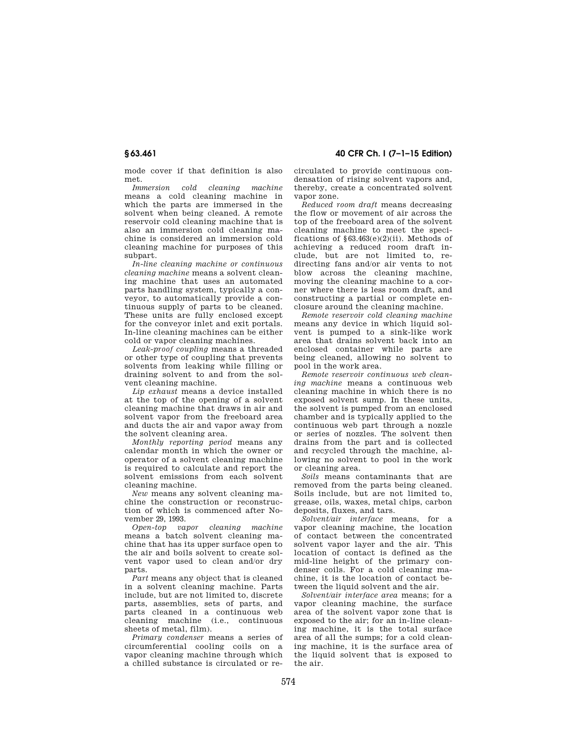mode cover if that definition is also met.

*Immersion cold cleaning machine* means a cold cleaning machine in which the parts are immersed in the solvent when being cleaned. A remote reservoir cold cleaning machine that is also an immersion cold cleaning machine is considered an immersion cold cleaning machine for purposes of this subpart.

*In-line cleaning machine or continuous cleaning machine* means a solvent cleaning machine that uses an automated parts handling system, typically a conveyor, to automatically provide a continuous supply of parts to be cleaned. These units are fully enclosed except for the conveyor inlet and exit portals. In-line cleaning machines can be either cold or vapor cleaning machines.

*Leak-proof coupling* means a threaded or other type of coupling that prevents solvents from leaking while filling or draining solvent to and from the solvent cleaning machine.

*Lip exhaust* means a device installed at the top of the opening of a solvent cleaning machine that draws in air and solvent vapor from the freeboard area and ducts the air and vapor away from the solvent cleaning area.

*Monthly reporting period* means any calendar month in which the owner or operator of a solvent cleaning machine is required to calculate and report the solvent emissions from each solvent cleaning machine.

*New* means any solvent cleaning machine the construction or reconstruction of which is commenced after November 29, 1993.

*Open-top vapor cleaning machine* means a batch solvent cleaning machine that has its upper surface open to the air and boils solvent to create solvent vapor used to clean and/or dry parts.

*Part* means any object that is cleaned in a solvent cleaning machine. Parts include, but are not limited to, discrete parts, assemblies, sets of parts, and parts cleaned in a continuous web cleaning machine (i.e., continuous sheets of metal, film).

*Primary condenser* means a series of circumferential cooling coils on a vapor cleaning machine through which a chilled substance is circulated or recirculated to provide continuous condensation of rising solvent vapors and, thereby, create a concentrated solvent vapor zone.

*Reduced room draft* means decreasing the flow or movement of air across the top of the freeboard area of the solvent cleaning machine to meet the specifications of §63.463(e)(2)(ii). Methods of achieving a reduced room draft include, but are not limited to, redirecting fans and/or air vents to not blow across the cleaning machine, moving the cleaning machine to a corner where there is less room draft, and constructing a partial or complete enclosure around the cleaning machine.

*Remote reservoir cold cleaning machine* means any device in which liquid solvent is pumped to a sink-like work area that drains solvent back into an enclosed container while parts are being cleaned, allowing no solvent to pool in the work area.

*Remote reservoir continuous web cleaning machine* means a continuous web cleaning machine in which there is no exposed solvent sump. In these units, the solvent is pumped from an enclosed chamber and is typically applied to the continuous web part through a nozzle or series of nozzles. The solvent then drains from the part and is collected and recycled through the machine, allowing no solvent to pool in the work or cleaning area.

*Soils* means contaminants that are removed from the parts being cleaned. Soils include, but are not limited to, grease, oils, waxes, metal chips, carbon deposits, fluxes, and tars.

*Solvent/air interface* means, for a vapor cleaning machine, the location of contact between the concentrated solvent vapor layer and the air. This location of contact is defined as the mid-line height of the primary condenser coils. For a cold cleaning machine, it is the location of contact between the liquid solvent and the air.

*Solvent/air interface area* means; for a vapor cleaning machine, the surface area of the solvent vapor zone that is exposed to the air; for an in-line cleaning machine, it is the total surface area of all the sumps; for a cold cleaning machine, it is the surface area of the liquid solvent that is exposed to the air.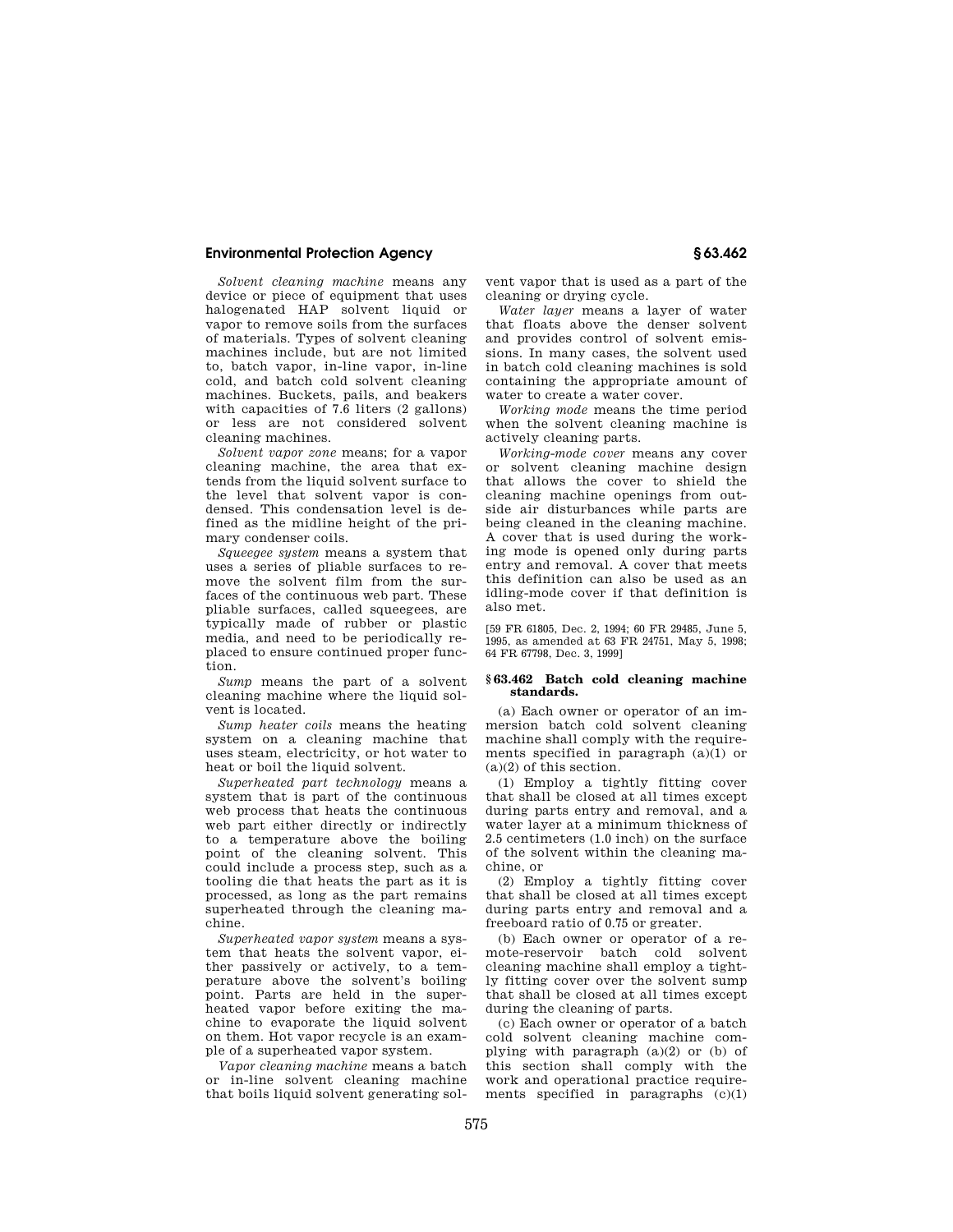*Solvent cleaning machine* means any device or piece of equipment that uses halogenated HAP solvent liquid or vapor to remove soils from the surfaces of materials. Types of solvent cleaning machines include, but are not limited to, batch vapor, in-line vapor, in-line cold, and batch cold solvent cleaning machines. Buckets, pails, and beakers with capacities of 7.6 liters (2 gallons) or less are not considered solvent cleaning machines.

*Solvent vapor zone* means; for a vapor cleaning machine, the area that extends from the liquid solvent surface to the level that solvent vapor is condensed. This condensation level is defined as the midline height of the primary condenser coils.

*Squeegee system* means a system that uses a series of pliable surfaces to remove the solvent film from the surfaces of the continuous web part. These pliable surfaces, called squeegees, are typically made of rubber or plastic media, and need to be periodically replaced to ensure continued proper function.

*Sump* means the part of a solvent cleaning machine where the liquid solvent is located.

*Sump heater coils* means the heating system on a cleaning machine that uses steam, electricity, or hot water to heat or boil the liquid solvent.

*Superheated part technology* means a system that is part of the continuous web process that heats the continuous web part either directly or indirectly to a temperature above the boiling point of the cleaning solvent. This could include a process step, such as a tooling die that heats the part as it is processed, as long as the part remains superheated through the cleaning machine.

*Superheated vapor system* means a system that heats the solvent vapor, either passively or actively, to a temperature above the solvent's boiling point. Parts are held in the superheated vapor before exiting the machine to evaporate the liquid solvent on them. Hot vapor recycle is an example of a superheated vapor system.

*Vapor cleaning machine* means a batch or in-line solvent cleaning machine that boils liquid solvent generating solvent vapor that is used as a part of the cleaning or drying cycle.

*Water layer* means a layer of water that floats above the denser solvent and provides control of solvent emissions. In many cases, the solvent used in batch cold cleaning machines is sold containing the appropriate amount of water to create a water cover.

*Working mode* means the time period when the solvent cleaning machine is actively cleaning parts.

*Working-mode cover* means any cover or solvent cleaning machine design that allows the cover to shield the cleaning machine openings from outside air disturbances while parts are being cleaned in the cleaning machine. A cover that is used during the working mode is opened only during parts entry and removal. A cover that meets this definition can also be used as an idling-mode cover if that definition is also met.

[59 FR 61805, Dec. 2, 1994; 60 FR 29485, June 5, 1995, as amended at 63 FR 24751, May 5, 1998; 64 FR 67798, Dec. 3, 1999]

## § 63.462 Batch cold cleaning machine standards.

(a) Each owner or operator of an immersion batch cold solvent cleaning machine shall comply with the requirements specified in paragraph (a)(1) or (a)(2) of this section.

(1) Employ a tightly fitting cover that shall be closed at all times except during parts entry and removal, and a water layer at a minimum thickness of 2.5 centimeters (1.0 inch) on the surface of the solvent within the cleaning machine, or

(2) Employ a tightly fitting cover that shall be closed at all times except during parts entry and removal and a freeboard ratio of 0.75 or greater.

(b) Each owner or operator of a remote-reservoir batch cold solvent cleaning machine shall employ a tightly fitting cover over the solvent sump that shall be closed at all times except during the cleaning of parts.

(c) Each owner or operator of a batch cold solvent cleaning machine complying with paragraph (a)(2) or (b) of this section shall comply with the work and operational practice requirements specified in paragraphs (c)(1)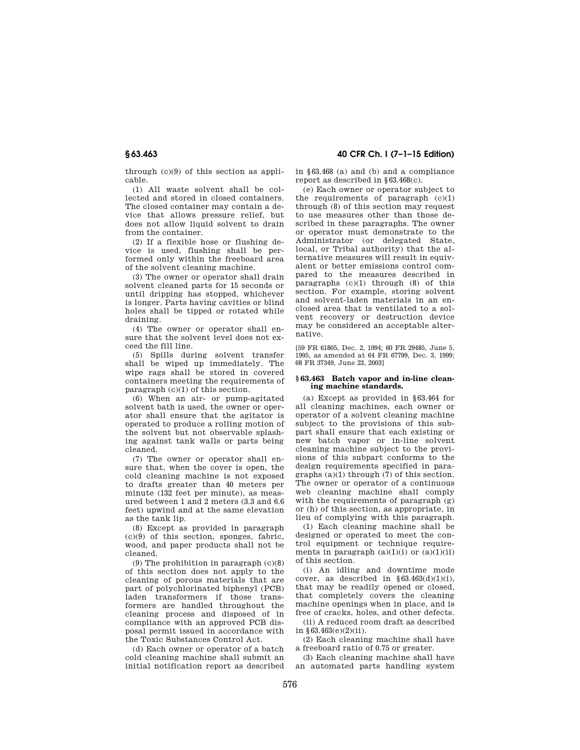through (c)(9) of this section as applicable.

(1) All waste solvent shall be collected and stored in closed containers. The closed container may contain a device that allows pressure relief, but does not allow liquid solvent to drain from the container.

(2) If a flexible hose or flushing device is used, flushing shall be performed only within the freeboard area of the solvent cleaning machine.

(3) The owner or operator shall drain solvent cleaned parts for 15 seconds or until dripping has stopped, whichever is longer. Parts having cavities or blind holes shall be tipped or rotated while draining.

(4) The owner or operator shall ensure that the solvent level does not exceed the fill line.

(5) Spills during solvent transfer shall be wiped up immediately. The wipe rags shall be stored in covered containers meeting the requirements of paragraph (c)(1) of this section.

(6) When an air- or pump-agitated solvent bath is used, the owner or operator shall ensure that the agitator is operated to produce a rolling motion of the solvent but not observable splashing against tank walls or parts being cleaned.

(7) The owner or operator shall ensure that, when the cover is open, the cold cleaning machine is not exposed to drafts greater than 40 meters per minute (132 feet per minute), as measured between 1 and 2 meters (3.3 and 6.6 feet) upwind and at the same elevation as the tank lip.

(8) Except as provided in paragraph (c)(9) of this section, sponges, fabric, wood, and paper products shall not be cleaned.

(9) The prohibition in paragraph (c)(8) of this section does not apply to the cleaning of porous materials that are part of polychlorinated biphenyl (PCB) laden transformers if those transformers are handled throughout the cleaning process and disposed of in compliance with an approved PCB disposal permit issued in accordance with the Toxic Substances Control Act.

(d) Each owner or operator of a batch cold cleaning machine shall submit an initial notification report as described in §63.468 (a) and (b) and a compliance report as described in §63.468(c).

(e) Each owner or operator subject to the requirements of paragraph (c)(1) through (8) of this section may request to use measures other than those described in these paragraphs. The owner or operator must demonstrate to the Administrator (or delegated State, local, or Tribal authority) that the alternative measures will result in equivalent or better emissions control compared to the measures described in paragraphs (c)(1) through (8) of this section. For example, storing solvent and solvent-laden materials in an enclosed area that is ventilated to a solvent recovery or destruction device may be considered an acceptable alternative.

[59 FR 61805, Dec. 2, 1994; 60 FR 29485, June 5, 1995, as amended at 64 FR 67799, Dec. 3, 1999; 68 FR 37349, June 23, 2003]

## § 63.463 Batch vapor and in-line cleaning machine standards.

(a) Except as provided in §63.464 for all cleaning machines, each owner or operator of a solvent cleaning machine subject to the provisions of this subpart shall ensure that each existing or new batch vapor or in-line solvent cleaning machine subject to the provisions of this subpart conforms to the design requirements specified in paragraphs (a)(1) through (7) of this section. The owner or operator of a continuous web cleaning machine shall comply with the requirements of paragraph (g) or (h) of this section, as appropriate, in lieu of complying with this paragraph.

(1) Each cleaning machine shall be designed or operated to meet the control equipment or technique requirements in paragraph (a)(1)(i) or (a)(1)(ii) of this section.

(i) An idling and downtime mode cover, as described in §63.463(d)(1)(i), that may be readily opened or closed, that completely covers the cleaning machine openings when in place, and is free of cracks, holes, and other defects.

(ii) A reduced room draft as described in §63.463(e)(2)(ii).

(2) Each cleaning machine shall have a freeboard ratio of 0.75 or greater.

(3) Each cleaning machine shall have an automated parts handling system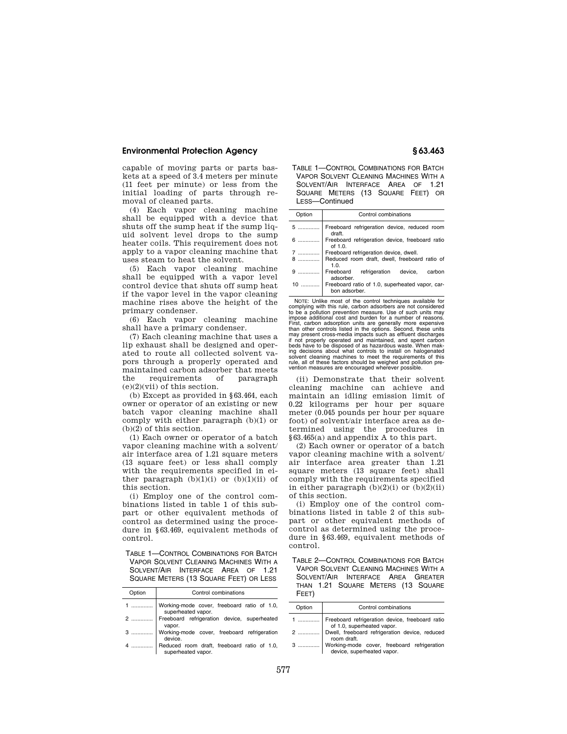capable of moving parts or parts baskets at a speed of 3.4 meters per minute (11 feet per minute) or less from the initial loading of parts through removal of cleaned parts.

(4) Each vapor cleaning machine shall be equipped with a device that shuts off the sump heat if the sump liquid solvent level drops to the sump heater coils. This requirement does not apply to a vapor cleaning machine that uses steam to heat the solvent.

(5) Each vapor cleaning machine shall be equipped with a vapor level control device that shuts off sump heat if the vapor level in the vapor cleaning machine rises above the height of the primary condenser.

(6) Each vapor cleaning machine shall have a primary condenser.

(7) Each cleaning machine that uses a lip exhaust shall be designed and operated to route all collected solvent vapors through a properly operated and maintained carbon adsorber that meets the requirements of paragraph (e)(2)(vii) of this section.

(b) Except as provided in §63.464, each owner or operator of an existing or new batch vapor cleaning machine shall comply with either paragraph (b)(1) or (b)(2) of this section.

(1) Each owner or operator of a batch vapor cleaning machine with a solvent/air interface area of 1.21 square meters (13 square feet) or less shall comply with the requirements specified in either paragraph (b)(1)(i) or (b)(1)(ii) of this section.

(i) Employ one of the control combinations listed in table 1 of this subpart or other equivalent methods of control as determined using the procedure in §63.469, equivalent methods of control.

TABLE 1—CONTROL COMBINATIONS FOR BATCH VAPOR SOLVENT CLEANING MACHINES WITH A SOLVENT/AIR INTERFACE AREA OF 1.21 SQUARE METERS (13 SQUARE FEET) OR LESS

| Option | Control combinations |
|---|---|
| 1 | Working-mode cover, freeboard ratio of 1.0, superheated vapor. |
| 2 | Freeboard refrigeration device, superheated vapor. |
| 3 | Working-mode cover, freeboard refrigeration device. |
| 4 | Reduced room draft, freeboard ratio of 1.0, superheated vapor. |
| 5 | Freeboard refrigeration device, reduced room draft. |
| 6 | Freeboard refrigeration device, freeboard ratio of 1.0. |
| 7 | Freeboard refrigeration device, dwell. |
| 8 | Reduced room draft, dwell, freeboard ratio of 1.0. |
| 9 | Freeboard refrigeration device, carbon adsorber. |
| 10 | Freeboard ratio of 1.0, superheated vapor, carbon adsorber. |

NOTE: Unlike most of the control techniques available for complying with this rule, carbon adsorbers are not considered to be a pollution prevention measure. Use of such units may impose additional cost and burden for a number of reasons. First, carbon adsorption units are generally more expensive than other controls listed in the options. Second, these units may present cross-media impacts such as effluent discharges if not properly operated and maintained, and spent carbon beds have to be disposed of as hazardous waste. When making decisions about what controls to install on halogenated solvent cleaning machines to meet the requirements of this rule, all of these factors should be weighed and pollution prevention measures are encouraged wherever possible.

(ii) Demonstrate that their solvent cleaning machine can achieve and maintain an idling emission limit of 0.22 kilograms per hour per square meter (0.045 pounds per hour per square foot) of solvent/air interface area as determined using the procedures in §63.465(a) and appendix A to this part.

(2) Each owner or operator of a batch vapor cleaning machine with a solvent/air interface area greater than 1.21 square meters (13 square feet) shall comply with the requirements specified in either paragraph (b)(2)(i) or (b)(2)(ii) of this section.

(i) Employ one of the control combinations listed in table 2 of this subpart or other equivalent methods of control as determined using the procedure in §63.469, equivalent methods of control.

TABLE 2—CONTROL COMBINATIONS FOR BATCH VAPOR SOLVENT CLEANING MACHINES WITH A SOLVENT/AIR INTERFACE AREA GREATER THAN 1.21 SQUARE METERS (13 SQUARE FEET)

| Option | Control combinations |
|---|---|
| 1 | Freeboard refrigeration device, freeboard ratio of 1.0, superheated vapor. |
| 2 | Dwell, freeboard refrigeration device, reduced room draft. |
| 3 | Working-mode cover, freeboard refrigeration device, superheated vapor. |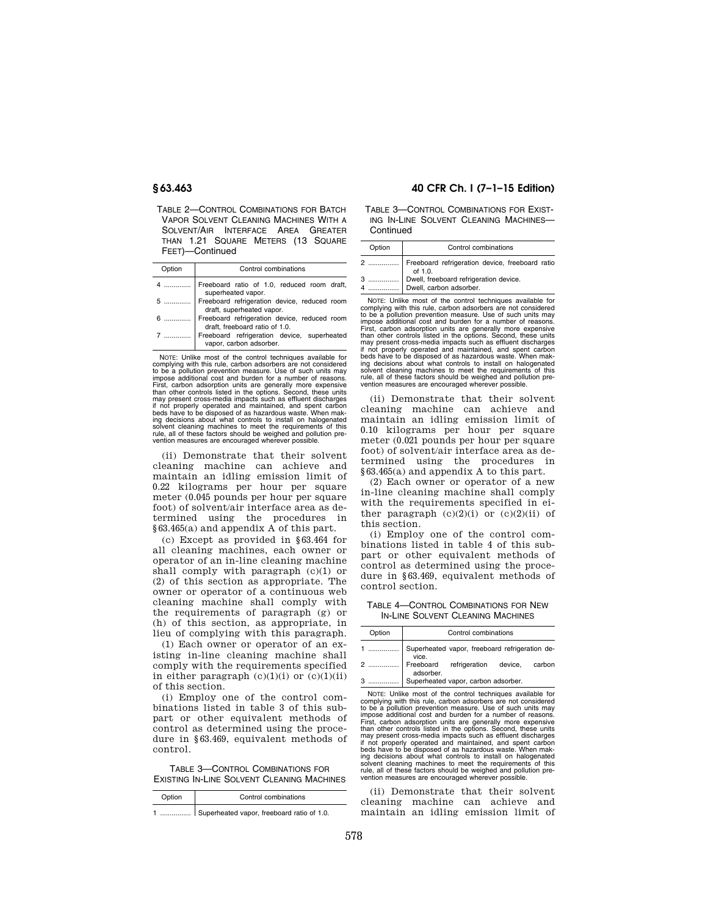TABLE 2—CONTROL COMBINATIONS FOR BATCH VAPOR SOLVENT CLEANING MACHINES WITH A SOLVENT/AIR INTERFACE AREA GREATER THAN 1.21 SQUARE METERS (13 SQUARE FEET)—Continued

| Option | Control combinations |
| --- | --- |
| 4 | Freeboard ratio of 1.0, reduced room draft, superheated vapor. |
| 5 | Freeboard refrigeration device, reduced room draft, superheated vapor. |
| 6 | Freeboard refrigeration device, reduced room draft, freeboard ratio of 1.0. |
| 7 | Freeboard refrigeration device, superheated vapor, carbon adsorber. |

NOTE: Unlike most of the control techniques available for complying with this rule, carbon adsorbers are not considered to be a pollution prevention measure. Use of such units may impose additional cost and burden for a number of reasons. First, carbon adsorption units are generally more expensive than other controls listed in the options. Second, these units may present cross-media impacts such as effluent discharges if not properly operated and maintained, and spent carbon beds have to be disposed of as hazardous waste. When making decisions about what controls to install on halogenated solvent cleaning machines to meet the requirements of this rule, all of these factors should be weighed and pollution prevention measures are encouraged wherever possible.

(ii) Demonstrate that their solvent cleaning machine can achieve and maintain an idling emission limit of 0.22 kilograms per hour per square meter (0.045 pounds per hour per square foot) of solvent/air interface area as determined using the procedures in §63.465(a) and appendix A of this part.

(c) Except as provided in §63.464 for all cleaning machines, each owner or operator of an in-line cleaning machine shall comply with paragraph (c)(1) or (2) of this section as appropriate. The owner or operator of a continuous web cleaning machine shall comply with the requirements of paragraph (g) or (h) of this section, as appropriate, in lieu of complying with this paragraph.

(1) Each owner or operator of an existing in-line cleaning machine shall comply with the requirements specified in either paragraph (c)(1)(i) or (c)(1)(ii) of this section.

(i) Employ one of the control combinations listed in table 3 of this subpart or other equivalent methods of control as determined using the procedure in §63.469, equivalent methods of control.

TABLE 3—CONTROL COMBINATIONS FOR EXISTING IN-LINE SOLVENT CLEANING MACHINES

| Option | Control combinations |
| --- | --- |
| 1 | Superheated vapor, freeboard ratio of 1.0. |
| 2 | Freeboard refrigeration device, freeboard ratio of 1.0. |
| 3 | Dwell, freeboard refrigeration device. |
| 4 | Dwell, carbon adsorber. |

NOTE: Unlike most of the control techniques available for complying with this rule, carbon adsorbers are not considered to be a pollution prevention measure. Use of such units may impose additional cost and burden for a number of reasons. First, carbon adsorption units are generally more expensive than other controls listed in the options. Second, these units may present cross-media impacts such as effluent discharges if not properly operated and maintained, and spent carbon beds have to be disposed of as hazardous waste. When making decisions about what controls to install on halogenated solvent cleaning machines to meet the requirements of this rule, all of these factors should be weighed and pollution prevention measures are encouraged wherever possible.

(ii) Demonstrate that their solvent cleaning machine can achieve and maintain an idling emission limit of 0.10 kilograms per hour per square meter (0.021 pounds per hour per square foot) of solvent/air interface area as determined using the procedures in §63.465(a) and appendix A to this part.

(2) Each owner or operator of a new in-line cleaning machine shall comply with the requirements specified in either paragraph (c)(2)(i) or (c)(2)(ii) of this section.

(i) Employ one of the control combinations listed in table 4 of this subpart or other equivalent methods of control as determined using the procedure in §63.469, equivalent methods of control section.

TABLE 4—CONTROL COMBINATIONS FOR NEW IN-LINE SOLVENT CLEANING MACHINES

| Option | Control combinations |
| --- | --- |
| 1 | Superheated vapor, freeboard refrigeration device. |
| 2 | Freeboard refrigeration device, carbon adsorber. |
| 3 | Superheated vapor, carbon adsorber. |

NOTE: Unlike most of the control techniques available for complying with this rule, carbon adsorbers are not considered to be a pollution prevention measure. Use of such units may impose additional cost and burden for a number of reasons. First, carbon adsorption units are generally more expensive than other controls listed in the options. Second, these units may present cross-media impacts such as effluent discharges if not properly operated and maintained, and spent carbon beds have to be disposed of as hazardous waste. When making decisions about what controls to install on halogenated solvent cleaning machines to meet the requirements of this rule, all of these factors should be weighed and pollution prevention measures are encouraged wherever possible.

(ii) Demonstrate that their solvent cleaning machine can achieve and maintain an idling emission limit of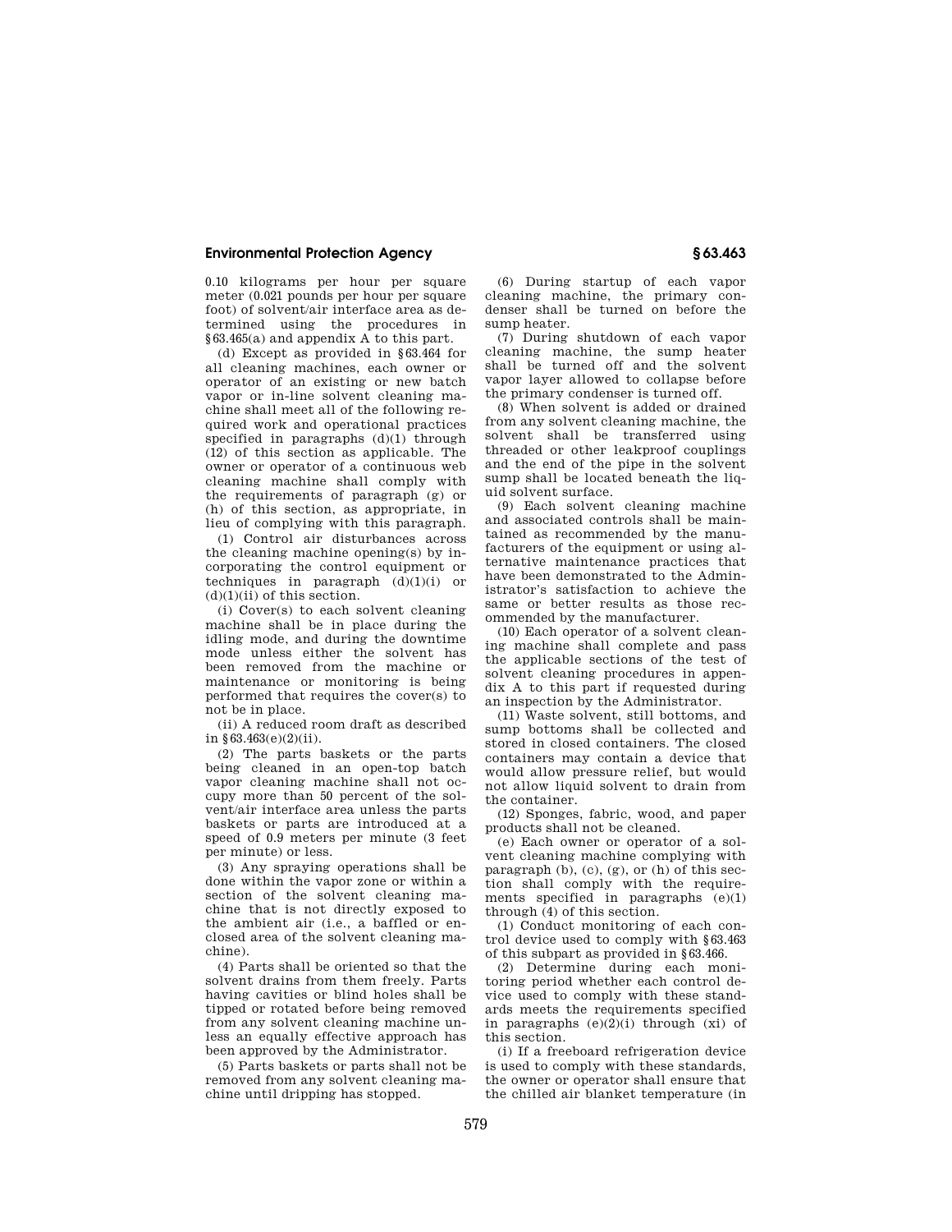0.10 kilograms per hour per square meter (0.021 pounds per hour per square foot) of solvent/air interface area as determined using the procedures in §63.465(a) and appendix A to this part.

(d) Except as provided in §63.464 for all cleaning machines, each owner or operator of an existing or new batch vapor or in-line solvent cleaning machine shall meet all of the following required work and operational practices specified in paragraphs (d)(1) through (12) of this section as applicable. The owner or operator of a continuous web cleaning machine shall comply with the requirements of paragraph (g) or (h) of this section, as appropriate, in lieu of complying with this paragraph.

(1) Control air disturbances across the cleaning machine opening(s) by incorporating the control equipment or techniques in paragraph (d)(1)(i) or (d)(1)(ii) of this section.

(i) Cover(s) to each solvent cleaning machine shall be in place during the idling mode, and during the downtime mode unless either the solvent has been removed from the machine or maintenance or monitoring is being performed that requires the cover(s) to not be in place.

(ii) A reduced room draft as described in §63.463(e)(2)(ii).

(2) The parts baskets or the parts being cleaned in an open-top batch vapor cleaning machine shall not occupy more than 50 percent of the solvent/air interface area unless the parts baskets or parts are introduced at a speed of 0.9 meters per minute (3 feet per minute) or less.

(3) Any spraying operations shall be done within the vapor zone or within a section of the solvent cleaning machine that is not directly exposed to the ambient air (i.e., a baffled or enclosed area of the solvent cleaning machine).

(4) Parts shall be oriented so that the solvent drains from them freely. Parts having cavities or blind holes shall be tipped or rotated before being removed from any solvent cleaning machine unless an equally effective approach has been approved by the Administrator.

(5) Parts baskets or parts shall not be removed from any solvent cleaning machine until dripping has stopped.

(6) During startup of each vapor cleaning machine, the primary condenser shall be turned on before the sump heater.

(7) During shutdown of each vapor cleaning machine, the sump heater shall be turned off and the solvent vapor layer allowed to collapse before the primary condenser is turned off.

(8) When solvent is added or drained from any solvent cleaning machine, the solvent shall be transferred using threaded or other leakproof couplings and the end of the pipe in the solvent sump shall be located beneath the liquid solvent surface.

(9) Each solvent cleaning machine and associated controls shall be maintained as recommended by the manufacturers of the equipment or using alternative maintenance practices that have been demonstrated to the Administrator's satisfaction to achieve the same or better results as those recommended by the manufacturer.

(10) Each operator of a solvent cleaning machine shall complete and pass the applicable sections of the test of solvent cleaning procedures in appendix A to this part if requested during an inspection by the Administrator.

(11) Waste solvent, still bottoms, and sump bottoms shall be collected and stored in closed containers. The closed containers may contain a device that would allow pressure relief, but would not allow liquid solvent to drain from the container.

(12) Sponges, fabric, wood, and paper products shall not be cleaned.

(e) Each owner or operator of a solvent cleaning machine complying with paragraph (b), (c), (g), or (h) of this section shall comply with the requirements specified in paragraphs (e)(1) through (4) of this section.

(1) Conduct monitoring of each control device used to comply with §63.463 of this subpart as provided in §63.466.

(2) Determine during each monitoring period whether each control device used to comply with these standards meets the requirements specified in paragraphs (e)(2)(i) through (xi) of this section.

(i) If a freeboard refrigeration device is used to comply with these standards, the owner or operator shall ensure that the chilled air blanket temperature (in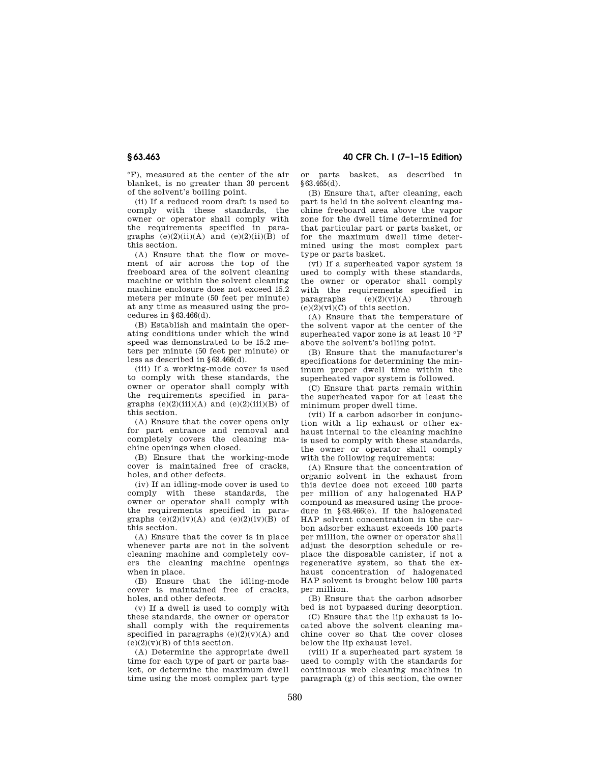°F), measured at the center of the air blanket, is no greater than 30 percent of the solvent's boiling point.

(ii) If a reduced room draft is used to comply with these standards, the owner or operator shall comply with the requirements specified in paragraphs (e)(2)(ii)(A) and (e)(2)(ii)(B) of this section.

(A) Ensure that the flow or movement of air across the top of the freeboard area of the solvent cleaning machine or within the solvent cleaning machine enclosure does not exceed 15.2 meters per minute (50 feet per minute) at any time as measured using the procedures in §63.466(d).

(B) Establish and maintain the operating conditions under which the wind speed was demonstrated to be 15.2 meters per minute (50 feet per minute) or less as described in §63.466(d).

(iii) If a working-mode cover is used to comply with these standards, the owner or operator shall comply with the requirements specified in paragraphs (e)(2)(iii)(A) and (e)(2)(iii)(B) of this section.

(A) Ensure that the cover opens only for part entrance and removal and completely covers the cleaning machine openings when closed.

(B) Ensure that the working-mode cover is maintained free of cracks, holes, and other defects.

(iv) If an idling-mode cover is used to comply with these standards, the owner or operator shall comply with the requirements specified in paragraphs (e)(2)(iv)(A) and (e)(2)(iv)(B) of this section.

(A) Ensure that the cover is in place whenever parts are not in the solvent cleaning machine and completely covers the cleaning machine openings when in place.

(B) Ensure that the idling-mode cover is maintained free of cracks, holes, and other defects.

(v) If a dwell is used to comply with these standards, the owner or operator shall comply with the requirements specified in paragraphs (e)(2)(v)(A) and (e)(2)(v)(B) of this section.

(A) Determine the appropriate dwell time for each type of part or parts basket, or determine the maximum dwell time using the most complex part type or parts basket, as described in §63.465(d).

(B) Ensure that, after cleaning, each part is held in the solvent cleaning machine freeboard area above the vapor zone for the dwell time determined for that particular part or parts basket, or for the maximum dwell time determined using the most complex part type or parts basket.

(vi) If a superheated vapor system is used to comply with these standards, the owner or operator shall comply with the requirements specified in paragraphs (e)(2)(vi)(A) through (e)(2)(vi)(C) of this section.

(A) Ensure that the temperature of the solvent vapor at the center of the superheated vapor zone is at least 10 °F above the solvent's boiling point.

(B) Ensure that the manufacturer's specifications for determining the minimum proper dwell time within the superheated vapor system is followed.

(C) Ensure that parts remain within the superheated vapor for at least the minimum proper dwell time.

(vii) If a carbon adsorber in conjunction with a lip exhaust or other exhaust internal to the cleaning machine is used to comply with these standards, the owner or operator shall comply with the following requirements:

(A) Ensure that the concentration of organic solvent in the exhaust from this device does not exceed 100 parts per million of any halogenated HAP compound as measured using the procedure in §63.466(e). If the halogenated HAP solvent concentration in the carbon adsorber exhaust exceeds 100 parts per million, the owner or operator shall adjust the desorption schedule or replace the disposable canister, if not a regenerative system, so that the exhaust concentration of halogenated HAP solvent is brought below 100 parts per million.

(B) Ensure that the carbon adsorber bed is not bypassed during desorption.

(C) Ensure that the lip exhaust is located above the solvent cleaning machine cover so that the cover closes below the lip exhaust level.

(viii) If a superheated part system is used to comply with the standards for continuous web cleaning machines in paragraph (g) of this section, the owner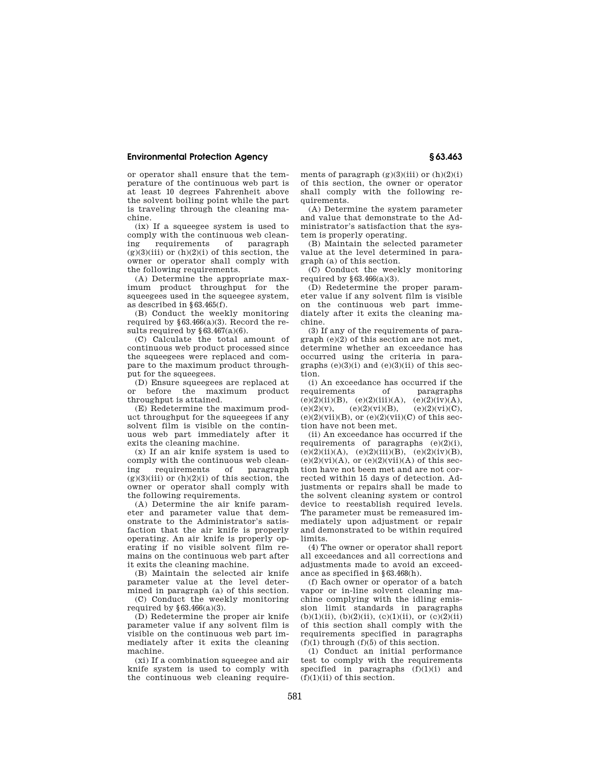or operator shall ensure that the temperature of the continuous web part is at least 10 degrees Fahrenheit above the solvent boiling point while the part is traveling through the cleaning machine.

(ix) If a squeegee system is used to comply with the continuous web cleaning requirements of paragraph (g)(3)(iii) or (h)(2)(i) of this section, the owner or operator shall comply with the following requirements.

(A) Determine the appropriate maximum product throughput for the squeegees used in the squeegee system, as described in § 63.465(f).

(B) Conduct the weekly monitoring required by § 63.466(a)(3). Record the results required by § 63.467(a)(6).

(C) Calculate the total amount of continuous web product processed since the squeegees were replaced and compare to the maximum product throughput for the squeegees.

(D) Ensure squeegees are replaced at or before the maximum product throughput is attained.

(E) Redetermine the maximum product throughput for the squeegees if any solvent film is visible on the continuous web part immediately after it exits the cleaning machine.

(x) If an air knife system is used to comply with the continuous web cleaning requirements of paragraph (g)(3)(iii) or (h)(2)(i) of this section, the owner or operator shall comply with the following requirements.

(A) Determine the air knife parameter and parameter value that demonstrate to the Administrator's satisfaction that the air knife is properly operating. An air knife is properly operating if no visible solvent film remains on the continuous web part after it exits the cleaning machine.

(B) Maintain the selected air knife parameter value at the level determined in paragraph (a) of this section.

(C) Conduct the weekly monitoring required by § 63.466(a)(3).

(D) Redetermine the proper air knife parameter value if any solvent film is visible on the continuous web part immediately after it exits the cleaning machine.

(xi) If a combination squeegee and air knife system is used to comply with the continuous web cleaning requirements of paragraph (g)(3)(iii) or (h)(2)(i) of this section, the owner or operator shall comply with the following requirements.

(A) Determine the system parameter and value that demonstrate to the Administrator's satisfaction that the system is properly operating.

(B) Maintain the selected parameter value at the level determined in paragraph (a) of this section.

(C) Conduct the weekly monitoring required by § 63.466(a)(3).

(D) Redetermine the proper parameter value if any solvent film is visible on the continuous web part immediately after it exits the cleaning machine.

(3) If any of the requirements of paragraph (e)(2) of this section are not met, determine whether an exceedance has occurred using the criteria in paragraphs (e)(3)(i) and (e)(3)(ii) of this section.

(i) An exceedance has occurred if the requirements of paragraphs (e)(2)(ii)(B), (e)(2)(iii)(A), (e)(2)(iv)(A), (e)(2)(v), (e)(2)(vi)(B), (e)(2)(vi)(C), (e)(2)(vii)(B), or (e)(2)(vii)(C) of this section have not been met.

(ii) An exceedance has occurred if the requirements of paragraphs (e)(2)(i), (e)(2)(ii)(A), (e)(2)(iii)(B), (e)(2)(iv)(B), (e)(2)(vi)(A), or (e)(2)(vii)(A) of this section have not been met and are not corrected within 15 days of detection. Adjustments or repairs shall be made to the solvent cleaning system or control device to reestablish required levels. The parameter must be remeasured immediately upon adjustment or repair and demonstrated to be within required limits.

(4) The owner or operator shall report all exceedances and all corrections and adjustments made to avoid an exceedance as specified in § 63.468(h).

(f) Each owner or operator of a batch vapor or in-line solvent cleaning machine complying with the idling emission limit standards in paragraphs (b)(1)(ii), (b)(2)(ii), (c)(1)(ii), or (c)(2)(ii) of this section shall comply with the requirements specified in paragraphs (f)(1) through (f)(5) of this section.

(1) Conduct an initial performance test to comply with the requirements specified in paragraphs (f)(1)(i) and (f)(1)(ii) of this section.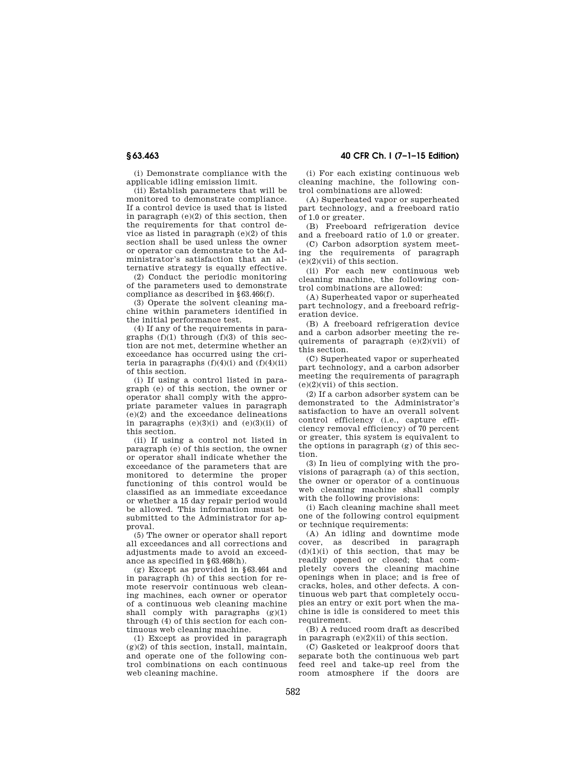(i) Demonstrate compliance with the applicable idling emission limit.

(ii) Establish parameters that will be monitored to demonstrate compliance. If a control device is used that is listed in paragraph (e)(2) of this section, then the requirements for that control device as listed in paragraph (e)(2) of this section shall be used unless the owner or operator can demonstrate to the Administrator's satisfaction that an alternative strategy is equally effective.

(2) Conduct the periodic monitoring of the parameters used to demonstrate compliance as described in §63.466(f).

(3) Operate the solvent cleaning machine within parameters identified in the initial performance test.

(4) If any of the requirements in paragraphs (f)(1) through (f)(3) of this section are not met, determine whether an exceedance has occurred using the criteria in paragraphs (f)(4)(i) and (f)(4)(ii) of this section.

(i) If using a control listed in paragraph (e) of this section, the owner or operator shall comply with the appropriate parameter values in paragraph (e)(2) and the exceedance delineations in paragraphs (e)(3)(i) and (e)(3)(ii) of this section.

(ii) If using a control not listed in paragraph (e) of this section, the owner or operator shall indicate whether the exceedance of the parameters that are monitored to determine the proper functioning of this control would be classified as an immediate exceedance or whether a 15 day repair period would be allowed. This information must be submitted to the Administrator for approval.

(5) The owner or operator shall report all exceedances and all corrections and adjustments made to avoid an exceedance as specified in §63.468(h).

(g) Except as provided in §63.464 and in paragraph (h) of this section for remote reservoir continuous web cleaning machines, each owner or operator of a continuous web cleaning machine shall comply with paragraphs (g)(1) through (4) of this section for each continuous web cleaning machine.

(1) Except as provided in paragraph (g)(2) of this section, install, maintain, and operate one of the following control combinations on each continuous web cleaning machine.

(i) For each existing continuous web cleaning machine, the following control combinations are allowed:

(A) Superheated vapor or superheated part technology, and a freeboard ratio of 1.0 or greater.

(B) Freeboard refrigeration device and a freeboard ratio of 1.0 or greater.

(C) Carbon adsorption system meeting the requirements of paragraph (e)(2)(vii) of this section.

(ii) For each new continuous web cleaning machine, the following control combinations are allowed:

(A) Superheated vapor or superheated part technology, and a freeboard refrigeration device.

(B) A freeboard refrigeration device and a carbon adsorber meeting the requirements of paragraph (e)(2)(vii) of this section.

(C) Superheated vapor or superheated part technology, and a carbon adsorber meeting the requirements of paragraph (e)(2)(vii) of this section.

(2) If a carbon adsorber system can be demonstrated to the Administrator's satisfaction to have an overall solvent control efficiency (i.e., capture efficiency removal efficiency) of 70 percent or greater, this system is equivalent to the options in paragraph (g) of this section.

(3) In lieu of complying with the provisions of paragraph (a) of this section, the owner or operator of a continuous web cleaning machine shall comply with the following provisions:

(i) Each cleaning machine shall meet one of the following control equipment or technique requirements:

(A) An idling and downtime mode cover, as described in paragraph (d)(1)(i) of this section, that may be readily opened or closed; that completely covers the cleaning machine openings when in place; and is free of cracks, holes, and other defects. A continuous web part that completely occupies an entry or exit port when the machine is idle is considered to meet this requirement.

(B) A reduced room draft as described in paragraph (e)(2)(ii) of this section.

(C) Gasketed or leakproof doors that separate both the continuous web part feed reel and take-up reel from the room atmosphere if the doors are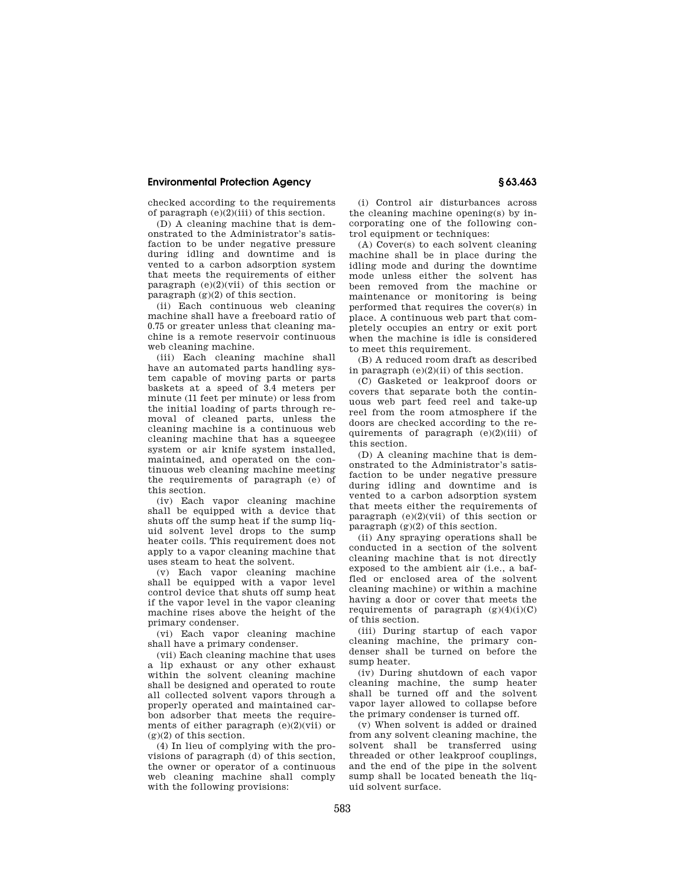checked according to the requirements of paragraph (e)(2)(iii) of this section.

(D) A cleaning machine that is demonstrated to the Administrator's satisfaction to be under negative pressure during idling and downtime and is vented to a carbon adsorption system that meets the requirements of either paragraph (e)(2)(vii) of this section or paragraph (g)(2) of this section.

(ii) Each continuous web cleaning machine shall have a freeboard ratio of 0.75 or greater unless that cleaning machine is a remote reservoir continuous web cleaning machine.

(iii) Each cleaning machine shall have an automated parts handling system capable of moving parts or parts baskets at a speed of 3.4 meters per minute (11 feet per minute) or less from the initial loading of parts through removal of cleaned parts, unless the cleaning machine is a continuous web cleaning machine that has a squeegee system or air knife system installed, maintained, and operated on the continuous web cleaning machine meeting the requirements of paragraph (e) of this section.

(iv) Each vapor cleaning machine shall be equipped with a device that shuts off the sump heat if the sump liquid solvent level drops to the sump heater coils. This requirement does not apply to a vapor cleaning machine that uses steam to heat the solvent.

(v) Each vapor cleaning machine shall be equipped with a vapor level control device that shuts off sump heat if the vapor level in the vapor cleaning machine rises above the height of the primary condenser.

(vi) Each vapor cleaning machine shall have a primary condenser.

(vii) Each cleaning machine that uses a lip exhaust or any other exhaust within the solvent cleaning machine shall be designed and operated to route all collected solvent vapors through a properly operated and maintained carbon adsorber that meets the requirements of either paragraph (e)(2)(vii) or (g)(2) of this section.

(4) In lieu of complying with the provisions of paragraph (d) of this section, the owner or operator of a continuous web cleaning machine shall comply with the following provisions:

(i) Control air disturbances across the cleaning machine opening(s) by incorporating one of the following control equipment or techniques:

(A) Cover(s) to each solvent cleaning machine shall be in place during the idling mode and during the downtime mode unless either the solvent has been removed from the machine or maintenance or monitoring is being performed that requires the cover(s) in place. A continuous web part that completely occupies an entry or exit port when the machine is idle is considered to meet this requirement.

(B) A reduced room draft as described in paragraph (e)(2)(ii) of this section.

(C) Gasketed or leakproof doors or covers that separate both the continuous web part feed reel and take-up reel from the room atmosphere if the doors are checked according to the requirements of paragraph (e)(2)(iii) of this section.

(D) A cleaning machine that is demonstrated to the Administrator's satisfaction to be under negative pressure during idling and downtime and is vented to a carbon adsorption system that meets either the requirements of paragraph (e)(2)(vii) of this section or paragraph (g)(2) of this section.

(ii) Any spraying operations shall be conducted in a section of the solvent cleaning machine that is not directly exposed to the ambient air (i.e., a baffled or enclosed area of the solvent cleaning machine) or within a machine having a door or cover that meets the requirements of paragraph (g)(4)(i)(C) of this section.

(iii) During startup of each vapor cleaning machine, the primary condenser shall be turned on before the sump heater.

(iv) During shutdown of each vapor cleaning machine, the sump heater shall be turned off and the solvent vapor layer allowed to collapse before the primary condenser is turned off.

(v) When solvent is added or drained from any solvent cleaning machine, the solvent shall be transferred using threaded or other leakproof couplings, and the end of the pipe in the solvent sump shall be located beneath the liquid solvent surface.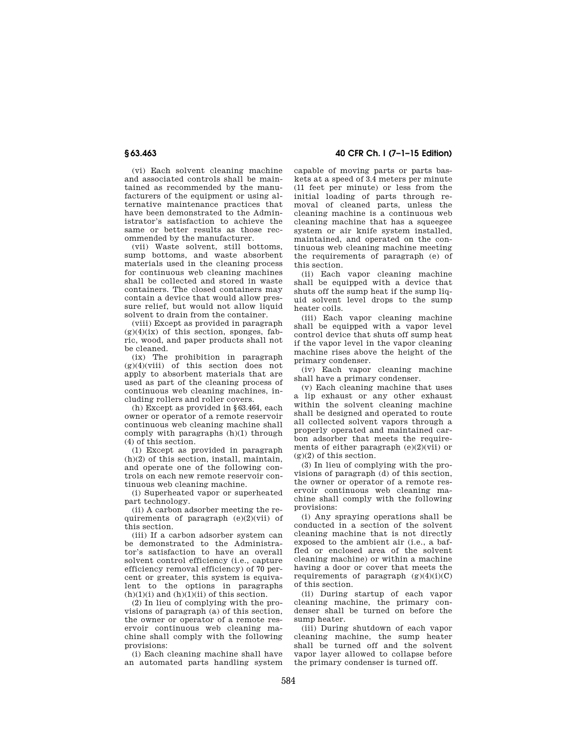(vi) Each solvent cleaning machine and associated controls shall be maintained as recommended by the manufacturers of the equipment or using alternative maintenance practices that have been demonstrated to the Administrator's satisfaction to achieve the same or better results as those recommended by the manufacturer.

(vii) Waste solvent, still bottoms, sump bottoms, and waste absorbent materials used in the cleaning process for continuous web cleaning machines shall be collected and stored in waste containers. The closed containers may contain a device that would allow pressure relief, but would not allow liquid solvent to drain from the container.

(viii) Except as provided in paragraph (g)(4)(ix) of this section, sponges, fabric, wood, and paper products shall not be cleaned.

(ix) The prohibition in paragraph (g)(4)(viii) of this section does not apply to absorbent materials that are used as part of the cleaning process of continuous web cleaning machines, including rollers and roller covers.

(h) Except as provided in §63.464, each owner or operator of a remote reservoir continuous web cleaning machine shall comply with paragraphs (h)(1) through (4) of this section.

(1) Except as provided in paragraph (h)(2) of this section, install, maintain, and operate one of the following controls on each new remote reservoir continuous web cleaning machine.

(i) Superheated vapor or superheated part technology.

(ii) A carbon adsorber meeting the requirements of paragraph (e)(2)(vii) of this section.

(iii) If a carbon adsorber system can be demonstrated to the Administrator's satisfaction to have an overall solvent control efficiency (i.e., capture efficiency removal efficiency) of 70 percent or greater, this system is equivalent to the options in paragraphs (h)(1)(i) and (h)(1)(ii) of this section.

(2) In lieu of complying with the provisions of paragraph (a) of this section, the owner or operator of a remote reservoir continuous web cleaning machine shall comply with the following provisions:

(i) Each cleaning machine shall have an automated parts handling system capable of moving parts or parts baskets at a speed of 3.4 meters per minute (11 feet per minute) or less from the initial loading of parts through removal of cleaned parts, unless the cleaning machine is a continuous web cleaning machine that has a squeegee system or air knife system installed, maintained, and operated on the continuous web cleaning machine meeting the requirements of paragraph (e) of this section.

(ii) Each vapor cleaning machine shall be equipped with a device that shuts off the sump heat if the sump liquid solvent level drops to the sump heater coils.

(iii) Each vapor cleaning machine shall be equipped with a vapor level control device that shuts off sump heat if the vapor level in the vapor cleaning machine rises above the height of the primary condenser.

(iv) Each vapor cleaning machine shall have a primary condenser.

(v) Each cleaning machine that uses a lip exhaust or any other exhaust within the solvent cleaning machine shall be designed and operated to route all collected solvent vapors through a properly operated and maintained carbon adsorber that meets the requirements of either paragraph (e)(2)(vii) or (g)(2) of this section.

(3) In lieu of complying with the provisions of paragraph (d) of this section, the owner or operator of a remote reservoir continuous web cleaning machine shall comply with the following provisions:

(i) Any spraying operations shall be conducted in a section of the solvent cleaning machine that is not directly exposed to the ambient air (i.e., a baffled or enclosed area of the solvent cleaning machine) or within a machine having a door or cover that meets the requirements of paragraph (g)(4)(i)(C) of this section.

(ii) During startup of each vapor cleaning machine, the primary condenser shall be turned on before the sump heater.

(iii) During shutdown of each vapor cleaning machine, the sump heater shall be turned off and the solvent vapor layer allowed to collapse before the primary condenser is turned off.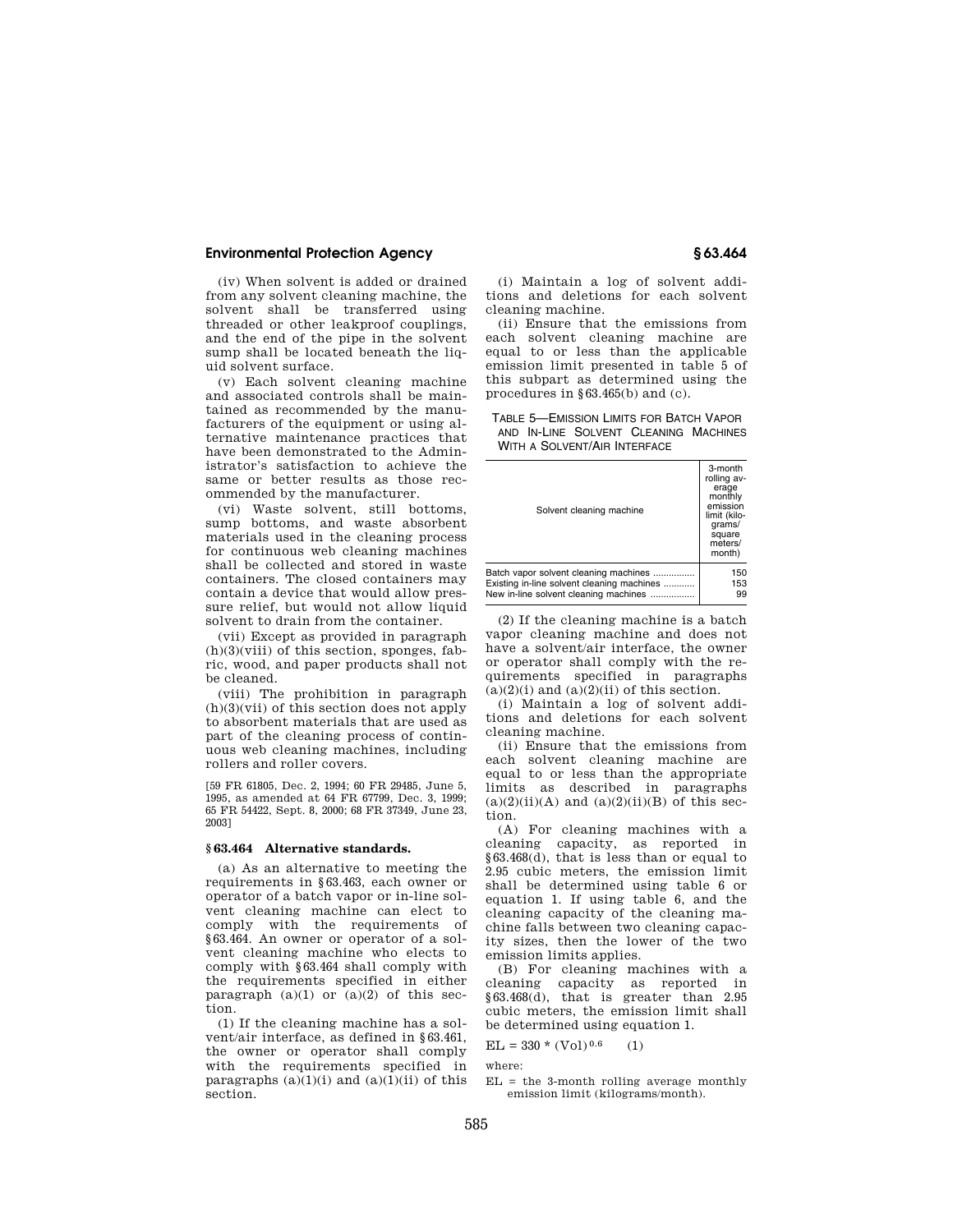(iv) When solvent is added or drained from any solvent cleaning machine, the solvent shall be transferred using threaded or other leakproof couplings, and the end of the pipe in the solvent sump shall be located beneath the liquid solvent surface.

(v) Each solvent cleaning machine and associated controls shall be maintained as recommended by the manufacturers of the equipment or using alternative maintenance practices that have been demonstrated to the Administrator's satisfaction to achieve the same or better results as those recommended by the manufacturer.

(vi) Waste solvent, still bottoms, sump bottoms, and waste absorbent materials used in the cleaning process for continuous web cleaning machines shall be collected and stored in waste containers. The closed containers may contain a device that would allow pressure relief, but would not allow liquid solvent to drain from the container.

(vii) Except as provided in paragraph (h)(3)(viii) of this section, sponges, fabric, wood, and paper products shall not be cleaned.

(viii) The prohibition in paragraph (h)(3)(vii) of this section does not apply to absorbent materials that are used as part of the cleaning process of continuous web cleaning machines, including rollers and roller covers.

[59 FR 61805, Dec. 2, 1994; 60 FR 29485, June 5, 1995, as amended at 64 FR 67799, Dec. 3, 1999; 65 FR 54422, Sept. 8, 2000; 68 FR 37349, June 23, 2003]

## § 63.464 Alternative standards.

(a) As an alternative to meeting the requirements in §63.463, each owner or operator of a batch vapor or in-line solvent cleaning machine can elect to comply with the requirements of §63.464. An owner or operator of a solvent cleaning machine who elects to comply with §63.464 shall comply with the requirements specified in either paragraph (a)(1) or (a)(2) of this section.

(1) If the cleaning machine has a solvent/air interface, as defined in §63.461, the owner or operator shall comply with the requirements specified in paragraphs (a)(1)(i) and (a)(1)(ii) of this section.

(i) Maintain a log of solvent additions and deletions for each solvent cleaning machine.

(ii) Ensure that the emissions from each solvent cleaning machine are equal to or less than the applicable emission limit presented in table 5 of this subpart as determined using the procedures in §63.465(b) and (c).

TABLE 5—EMISSION LIMITS FOR BATCH VAPOR AND IN-LINE SOLVENT CLEANING MACHINES WITH A SOLVENT/AIR INTERFACE

| Solvent cleaning machine | 3-month rolling average monthly emission limit (kilograms/square meters/month) |
|---|---|
| Batch vapor solvent cleaning machines | 150 |
| Existing in-line solvent cleaning machines | 153 |
| New in-line solvent cleaning machines | 99 |

(2) If the cleaning machine is a batch vapor cleaning machine and does not have a solvent/air interface, the owner or operator shall comply with the requirements specified in paragraphs (a)(2)(i) and (a)(2)(ii) of this section.

(i) Maintain a log of solvent additions and deletions for each solvent cleaning machine.

(ii) Ensure that the emissions from each solvent cleaning machine are equal to or less than the appropriate limits as described in paragraphs (a)(2)(ii)(A) and (a)(2)(ii)(B) of this section.

(A) For cleaning machines with a cleaning capacity, as reported in §63.468(d), that is less than or equal to 2.95 cubic meters, the emission limit shall be determined using table 6 or equation 1. If using table 6, and the cleaning capacity of the cleaning machine falls between two cleaning capacity sizes, then the lower of the two emission limits applies.

(B) For cleaning machines with a cleaning capacity as reported in §63.468(d), that is greater than 2.95 cubic meters, the emission limit shall be determined using equation 1.

$$EL = 330 * (Vol)^{0.6} \quad (1)$$

where:

EL = the 3-month rolling average monthly emission limit (kilograms/month).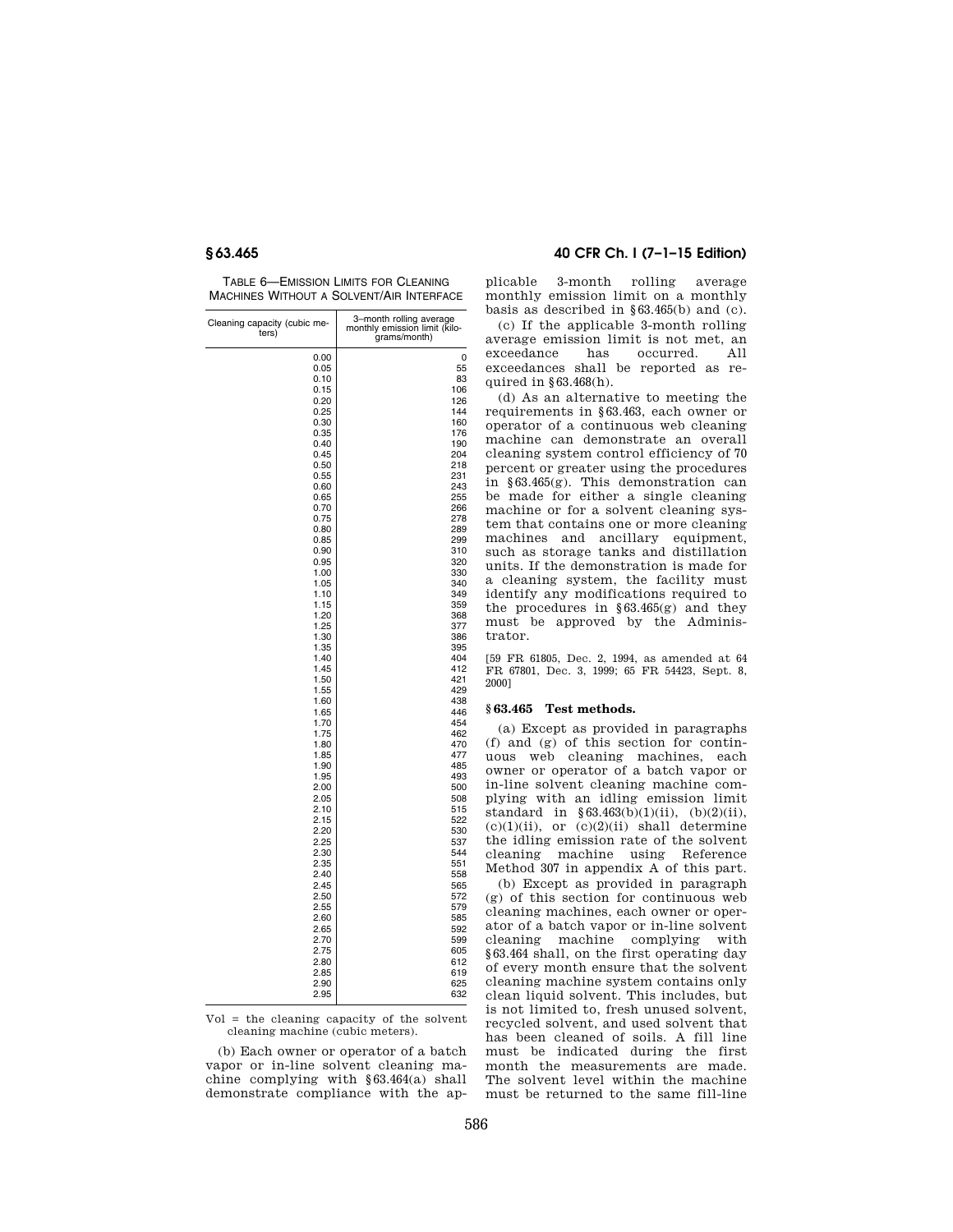TABLE 6—EMISSION LIMITS FOR CLEANING MACHINES WITHOUT A SOLVENT/AIR INTERFACE

| Cleaning capacity (cubic meters) | 3–month rolling average monthly emission limit (kilograms/month) |
|---|---|
| 0.00 | 0 |
| 0.05 | 55 |
| 0.10 | 83 |
| 0.15 | 106 |
| 0.20 | 126 |
| 0.25 | 144 |
| 0.30 | 160 |
| 0.35 | 176 |
| 0.40 | 190 |
| 0.45 | 204 |
| 0.50 | 218 |
| 0.55 | 231 |
| 0.60 | 243 |
| 0.65 | 255 |
| 0.70 | 266 |
| 0.75 | 278 |
| 0.80 | 289 |
| 0.85 | 299 |
| 0.90 | 310 |
| 0.95 | 320 |
| 1.00 | 330 |
| 1.05 | 340 |
| 1.10 | 349 |
| 1.15 | 359 |
| 1.20 | 368 |
| 1.25 | 377 |
| 1.30 | 386 |
| 1.35 | 395 |
| 1.40 | 404 |
| 1.45 | 412 |
| 1.50 | 421 |
| 1.55 | 429 |
| 1.60 | 438 |
| 1.65 | 446 |
| 1.70 | 454 |
| 1.75 | 462 |
| 1.80 | 470 |
| 1.85 | 477 |
| 1.90 | 485 |
| 1.95 | 493 |
| 2.00 | 500 |
| 2.05 | 508 |
| 2.10 | 515 |
| 2.15 | 522 |
| 2.20 | 530 |
| 2.25 | 537 |
| 2.30 | 544 |
| 2.35 | 551 |
| 2.40 | 558 |
| 2.45 | 565 |
| 2.50 | 572 |
| 2.55 | 579 |
| 2.60 | 585 |
| 2.65 | 592 |
| 2.70 | 599 |
| 2.75 | 605 |
| 2.80 | 612 |
| 2.85 | 619 |
| 2.90 | 625 |
| 2.95 | 632 |

Vol = the cleaning capacity of the solvent cleaning machine (cubic meters).

(b) Each owner or operator of a batch vapor or in-line solvent cleaning machine complying with §63.464(a) shall demonstrate compliance with the applicable 3-month rolling average monthly emission limit on a monthly basis as described in §63.465(b) and (c).

(c) If the applicable 3-month rolling average emission limit is not met, an exceedance has occurred. All exceedances shall be reported as required in §63.468(h).

(d) As an alternative to meeting the requirements in §63.463, each owner or operator of a continuous web cleaning machine can demonstrate an overall cleaning system control efficiency of 70 percent or greater using the procedures in §63.465(g). This demonstration can be made for either a single cleaning machine or for a solvent cleaning system that contains one or more cleaning machines and ancillary equipment, such as storage tanks and distillation units. If the demonstration is made for a cleaning system, the facility must identify any modifications required to the procedures in §63.465(g) and they must be approved by the Administrator.

[59 FR 61805, Dec. 2, 1994, as amended at 64 FR 67801, Dec. 3, 1999; 65 FR 54423, Sept. 8, 2000]

### §63.465 Test methods.

(a) Except as provided in paragraphs (f) and (g) of this section for continuous web cleaning machines, each owner or operator of a batch vapor or in-line solvent cleaning machine complying with an idling emission limit standard in §63.463(b)(1)(ii), (b)(2)(ii), (c)(1)(ii), or (c)(2)(ii) shall determine the idling emission rate of the solvent cleaning machine using Reference Method 307 in appendix A of this part.

(b) Except as provided in paragraph (g) of this section for continuous web cleaning machines, each owner or operator of a batch vapor or in-line solvent cleaning machine complying with §63.464 shall, on the first operating day of every month ensure that the solvent cleaning machine system contains only clean liquid solvent. This includes, but is not limited to, fresh unused solvent, recycled solvent, and used solvent that has been cleaned of soils. A fill line must be indicated during the first month the measurements are made. The solvent level within the machine must be returned to the same fill-line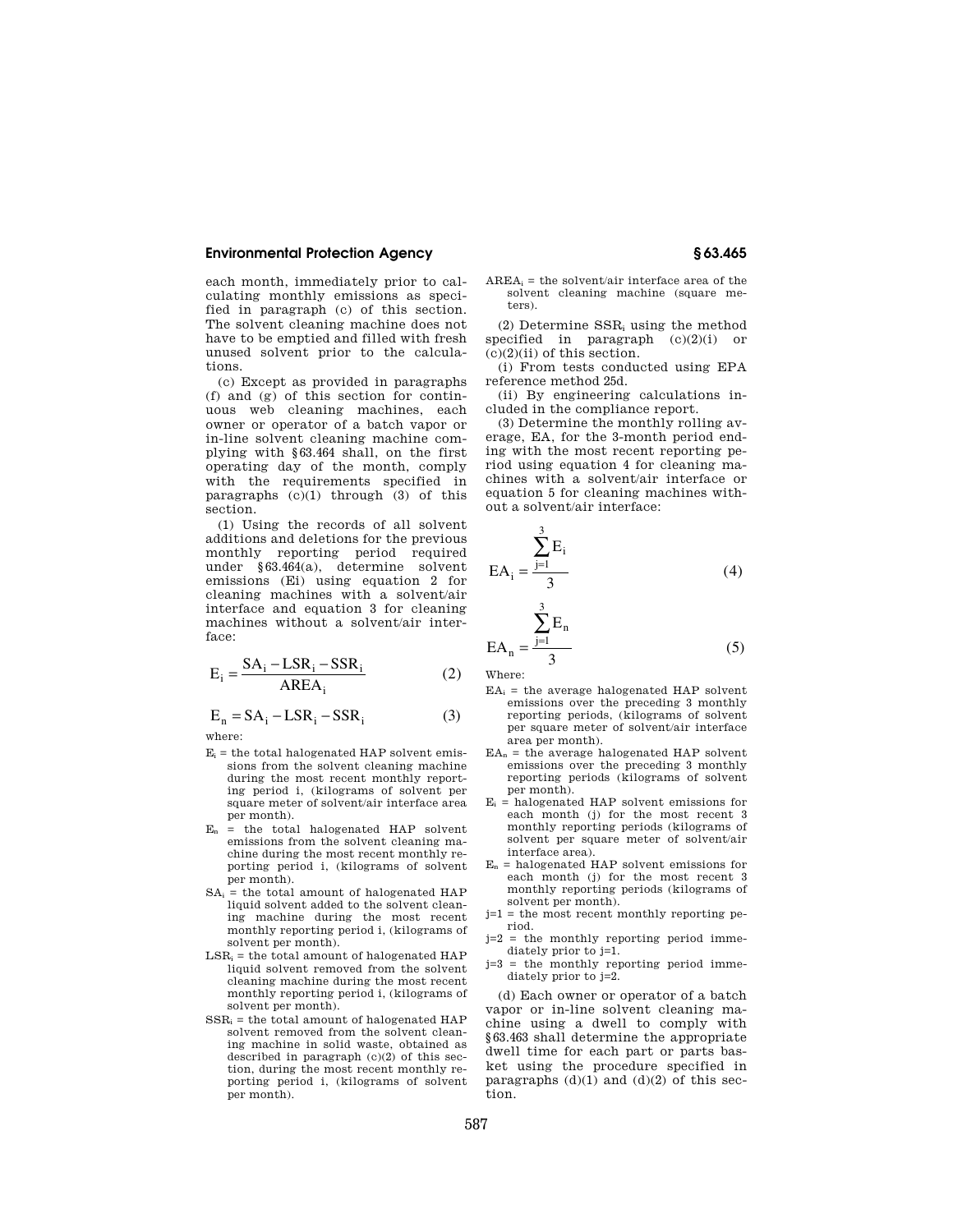each month, immediately prior to calculating monthly emissions as specified in paragraph (c) of this section. The solvent cleaning machine does not have to be emptied and filled with fresh unused solvent prior to the calculations.

(c) Except as provided in paragraphs (f) and (g) of this section for continuous web cleaning machines, each owner or operator of a batch vapor or in-line solvent cleaning machine complying with §63.464 shall, on the first operating day of the month, comply with the requirements specified in paragraphs (c)(1) through (3) of this section.

(1) Using the records of all solvent additions and deletions for the previous monthly reporting period required under §63.464(a), determine solvent emissions ($E_i$) using equation 2 for cleaning machines with a solvent/air interface and equation 3 for cleaning machines without a solvent/air interface:

$$E_i = \frac{SA_i - LSR_i - SSR_i}{AREA_i} \qquad (2)$$

$$E_n = SA_i - LSR_i - SSR_i \qquad (3)$$

where:

$E_i$ = the total halogenated HAP solvent emissions from the solvent cleaning machine during the most recent monthly reporting period i, (kilograms of solvent per square meter of solvent/air interface area per month).

$E_n$ = the total halogenated HAP solvent emissions from the solvent cleaning machine during the most recent monthly reporting period i, (kilograms of solvent per month).

$SA_i$ = the total amount of halogenated HAP liquid solvent added to the solvent cleaning machine during the most recent monthly reporting period i, (kilograms of solvent per month).

$LSR_i$ = the total amount of halogenated HAP liquid solvent removed from the solvent cleaning machine during the most recent monthly reporting period i, (kilograms of solvent per month).

$SSR_i$ = the total amount of halogenated HAP solvent removed from the solvent cleaning machine in solid waste, obtained as described in paragraph (c)(2) of this section, during the most recent monthly reporting period i, (kilograms of solvent per month).

$AREA_i$ = the solvent/air interface area of the solvent cleaning machine (square meters).

(2) Determine $SSR_i$ using the method specified in paragraph (c)(2)(i) or (c)(2)(ii) of this section.

(i) From tests conducted using EPA reference method 25d.

(ii) By engineering calculations included in the compliance report.

(3) Determine the monthly rolling average, EA, for the 3-month period ending with the most recent reporting period using equation 4 for cleaning machines with a solvent/air interface or equation 5 for cleaning machines without a solvent/air interface:

$$EA_i = \frac{\sum_{j=1}^{3} E_i}{3} \qquad (4)$$

$$EA_n = \frac{\sum_{j=1}^{3} E_n}{3} \qquad (5)$$

Where:

$EA_i$ = the average halogenated HAP solvent emissions over the preceding 3 monthly reporting periods, (kilograms of solvent per square meter of solvent/air interface area per month).

$EA_n$ = the average halogenated HAP solvent emissions over the preceding 3 monthly reporting periods (kilograms of solvent per month).

$E_i$ = halogenated HAP solvent emissions for each month (j) for the most recent 3 monthly reporting periods (kilograms of solvent per square meter of solvent/air interface area).

$E_n$ = halogenated HAP solvent emissions for each month (j) for the most recent 3 monthly reporting periods (kilograms of solvent per month).

j=1 = the most recent monthly reporting period.

j=2 = the monthly reporting period immediately prior to j=1.

j=3 = the monthly reporting period immediately prior to j=2.

(d) Each owner or operator of a batch vapor or in-line solvent cleaning machine using a dwell to comply with §63.463 shall determine the appropriate dwell time for each part or parts basket using the procedure specified in paragraphs (d)(1) and (d)(2) of this section.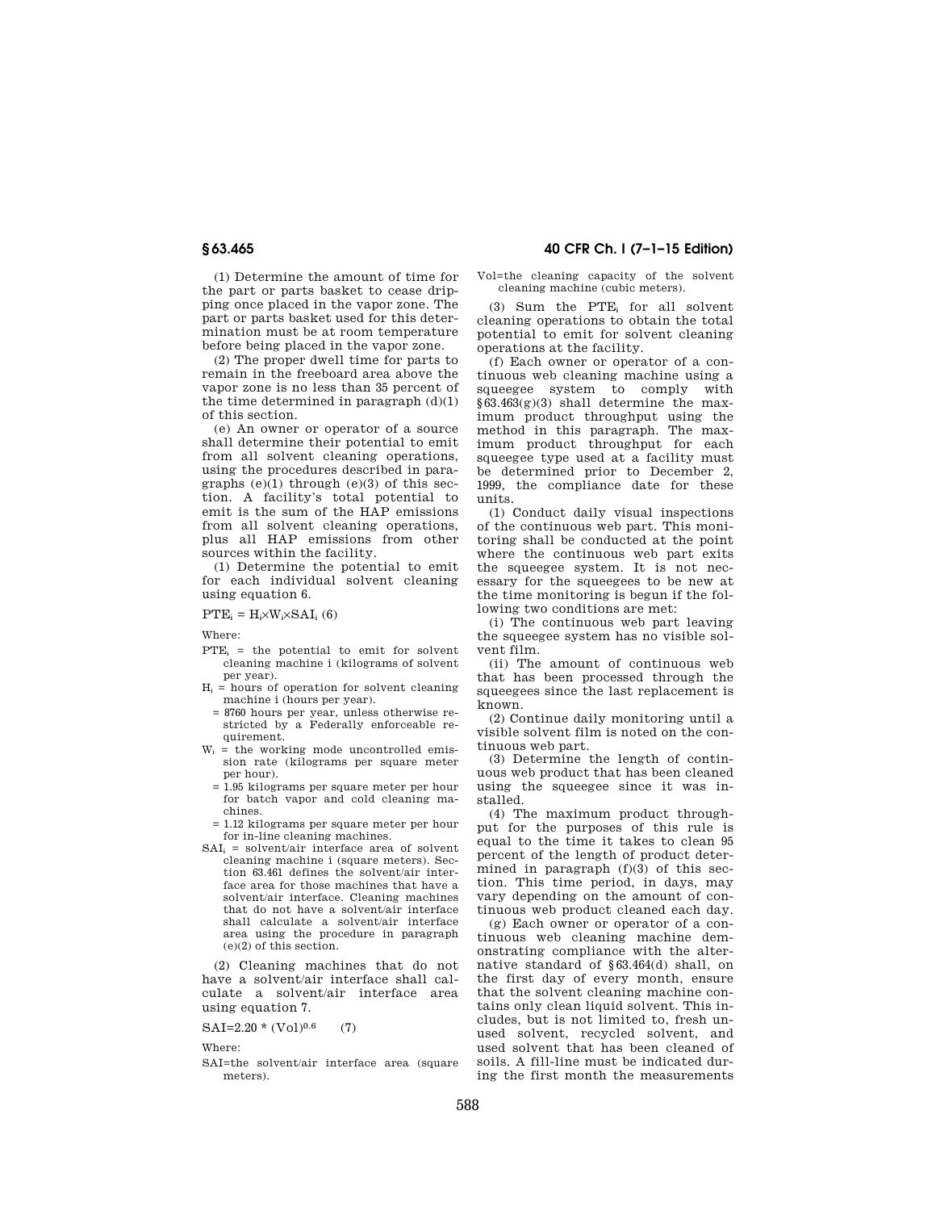(1) Determine the amount of time for the part or parts basket to cease dripping once placed in the vapor zone. The part or parts basket used for this determination must be at room temperature before being placed in the vapor zone.

(2) The proper dwell time for parts to remain in the freeboard area above the vapor zone is no less than 35 percent of the time determined in paragraph (d)(1) of this section.

(e) An owner or operator of a source shall determine their potential to emit from all solvent cleaning operations, using the procedures described in paragraphs (e)(1) through (e)(3) of this section. A facility's total potential to emit is the sum of the HAP emissions from all solvent cleaning operations, plus all HAP emissions from other sources within the facility.

(1) Determine the potential to emit for each individual solvent cleaning using equation 6.

$$PTE_i = H_i \times W_i \times SAI_i \quad (6)$$

Where:

$PTE_i$ = the potential to emit for solvent cleaning machine i (kilograms of solvent per year).

$H_i$ = hours of operation for solvent cleaning machine i (hours per year).

= 8760 hours per year, unless otherwise restricted by a Federally enforceable requirement.

$W_i$ = the working mode uncontrolled emission rate (kilograms per square meter per hour).

= 1.95 kilograms per square meter per hour for batch vapor and cold cleaning machines.

= 1.12 kilograms per square meter per hour for in-line cleaning machines.

$SAI_i$ = solvent/air interface area of solvent cleaning machine i (square meters). Section 63.461 defines the solvent/air interface area for those machines that have a solvent/air interface. Cleaning machines that do not have a solvent/air interface shall calculate a solvent/air interface area using the procedure in paragraph (e)(2) of this section.

(2) Cleaning machines that do not have a solvent/air interface shall calculate a solvent/air interface area using equation 7.

$$SAI = 2.20 * (Vol)^{0.6} \quad (7)$$

Where:

SAI=the solvent/air interface area (square meters).

Vol=the cleaning capacity of the solvent cleaning machine (cubic meters).

(3) Sum the $PTE_i$ for all solvent cleaning operations to obtain the total potential to emit for solvent cleaning operations at the facility.

(f) Each owner or operator of a continuous web cleaning machine using a squeegee system to comply with §63.463(g)(3) shall determine the maximum product throughput using the method in this paragraph. The maximum product throughput for each squeegee type used at a facility must be determined prior to December 2, 1999, the compliance date for these units.

(1) Conduct daily visual inspections of the continuous web part. This monitoring shall be conducted at the point where the continuous web part exits the squeegee system. It is not necessary for the squeegees to be new at the time monitoring is begun if the following two conditions are met:

(i) The continuous web part leaving the squeegee system has no visible solvent film.

(ii) The amount of continuous web that has been processed through the squeegees since the last replacement is known.

(2) Continue daily monitoring until a visible solvent film is noted on the continuous web part.

(3) Determine the length of continuous web product that has been cleaned using the squeegee since it was installed.

(4) The maximum product throughput for the purposes of this rule is equal to the time it takes to clean 95 percent of the length of product determined in paragraph (f)(3) of this section. This time period, in days, may vary depending on the amount of continuous web product cleaned each day.

(g) Each owner or operator of a continuous web cleaning machine demonstrating compliance with the alternative standard of §63.464(d) shall, on the first day of every month, ensure that the solvent cleaning machine contains only clean liquid solvent. This includes, but is not limited to, fresh unused solvent, recycled solvent, and used solvent that has been cleaned of soils. A fill-line must be indicated during the first month the measurements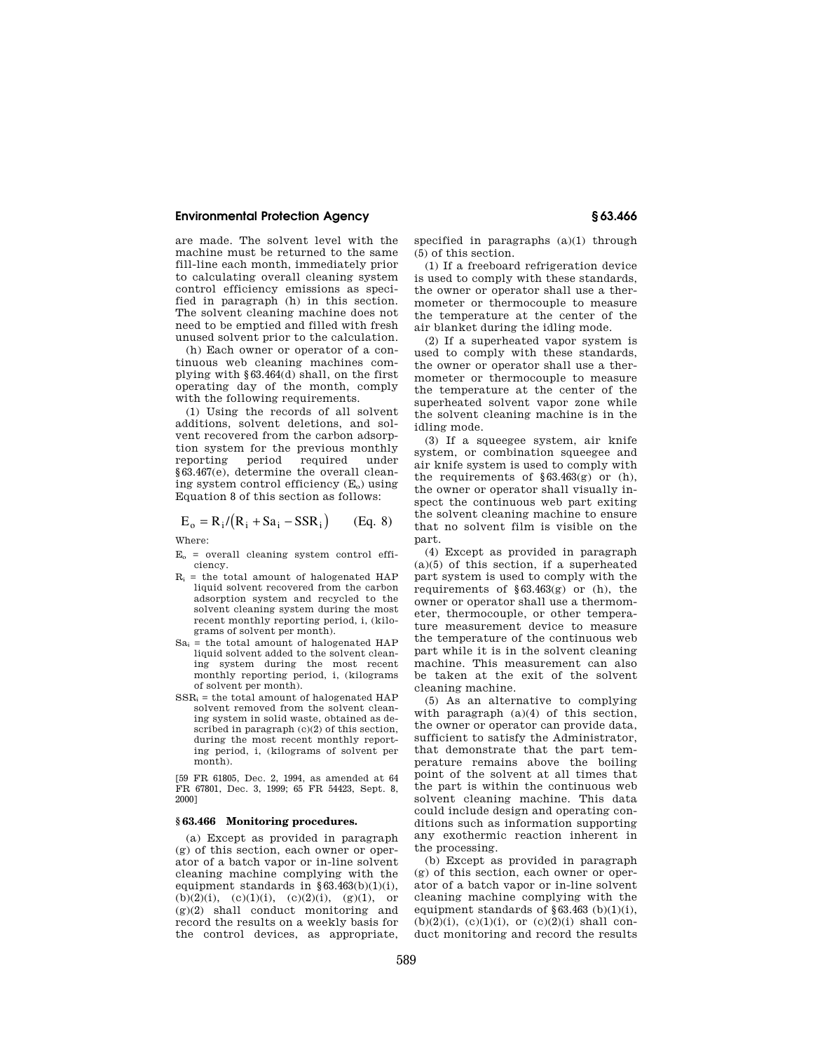are made. The solvent level with the machine must be returned to the same fill-line each month, immediately prior to calculating overall cleaning system control efficiency emissions as specified in paragraph (h) in this section. The solvent cleaning machine does not need to be emptied and filled with fresh unused solvent prior to the calculation.

(h) Each owner or operator of a continuous web cleaning machines complying with §63.464(d) shall, on the first operating day of the month, comply with the following requirements.

(1) Using the records of all solvent additions, solvent deletions, and solvent recovered from the carbon adsorption system for the previous monthly reporting period required under §63.467(e), determine the overall cleaning system control efficiency ($E_o$) using Equation 8 of this section as follows:

$$E_o = R_i / (R_i + Sa_i - SSR_i) \qquad \text{(Eq. 8)}$$

Where:

$E_o$ = overall cleaning system control efficiency.

$R_i$ = the total amount of halogenated HAP liquid solvent recovered from the carbon adsorption system and recycled to the solvent cleaning system during the most recent monthly reporting period, i, (kilograms of solvent per month).

$Sa_i$ = the total amount of halogenated HAP liquid solvent added to the solvent cleaning system during the most recent monthly reporting period, i, (kilograms of solvent per month).

$SSR_i$ = the total amount of halogenated HAP solvent removed from the solvent cleaning system in solid waste, obtained as described in paragraph (c)(2) of this section, during the most recent monthly reporting period, i, (kilograms of solvent per month).

[59 FR 61805, Dec. 2, 1994, as amended at 64 FR 67801, Dec. 3, 1999; 65 FR 54423, Sept. 8, 2000]

## §63.466 Monitoring procedures.

(a) Except as provided in paragraph (g) of this section, each owner or operator of a batch vapor or in-line solvent cleaning machine complying with the equipment standards in §63.463(b)(1)(i), (b)(2)(i), (c)(1)(i), (c)(2)(i), (g)(1), or (g)(2) shall conduct monitoring and record the results on a weekly basis for the control devices, as appropriate, specified in paragraphs (a)(1) through (5) of this section.

(1) If a freeboard refrigeration device is used to comply with these standards, the owner or operator shall use a thermometer or thermocouple to measure the temperature at the center of the air blanket during the idling mode.

(2) If a superheated vapor system is used to comply with these standards, the owner or operator shall use a thermometer or thermocouple to measure the temperature at the center of the superheated solvent vapor zone while the solvent cleaning machine is in the idling mode.

(3) If a squeegee system, air knife system, or combination squeegee and air knife system is used to comply with the requirements of §63.463(g) or (h), the owner or operator shall visually inspect the continuous web part exiting the solvent cleaning machine to ensure that no solvent film is visible on the part.

(4) Except as provided in paragraph (a)(5) of this section, if a superheated part system is used to comply with the requirements of §63.463(g) or (h), the owner or operator shall use a thermometer, thermocouple, or other temperature measurement device to measure the temperature of the continuous web part while it is in the solvent cleaning machine. This measurement can also be taken at the exit of the solvent cleaning machine.

(5) As an alternative to complying with paragraph (a)(4) of this section, the owner or operator can provide data, sufficient to satisfy the Administrator, that demonstrate that the part temperature remains above the boiling point of the solvent at all times that the part is within the continuous web solvent cleaning machine. This data could include design and operating conditions such as information supporting any exothermic reaction inherent in the processing.

(b) Except as provided in paragraph (g) of this section, each owner or operator of a batch vapor or in-line solvent cleaning machine complying with the equipment standards of §63.463 (b)(1)(i), (b)(2)(i), (c)(1)(i), or (c)(2)(i) shall conduct monitoring and record the results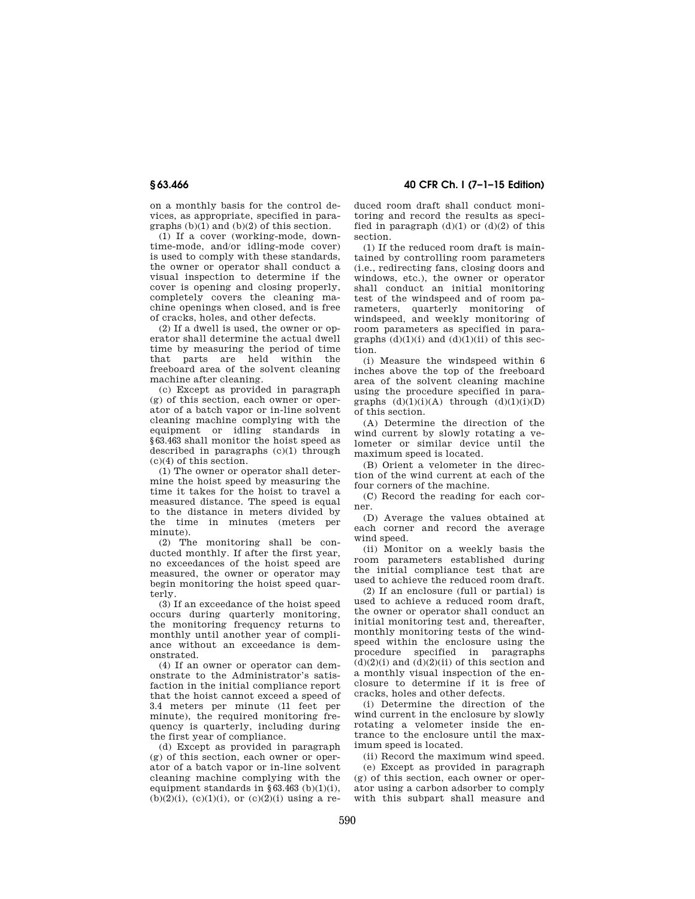on a monthly basis for the control devices, as appropriate, specified in paragraphs (b)(1) and (b)(2) of this section.

(1) If a cover (working-mode, downtime-mode, and/or idling-mode cover) is used to comply with these standards, the owner or operator shall conduct a visual inspection to determine if the cover is opening and closing properly, completely covers the cleaning machine openings when closed, and is free of cracks, holes, and other defects.

(2) If a dwell is used, the owner or operator shall determine the actual dwell time by measuring the period of time that parts are held within the freeboard area of the solvent cleaning machine after cleaning.

(c) Except as provided in paragraph (g) of this section, each owner or operator of a batch vapor or in-line solvent cleaning machine complying with the equipment or idling standards in §63.463 shall monitor the hoist speed as described in paragraphs (c)(1) through (c)(4) of this section.

(1) The owner or operator shall determine the hoist speed by measuring the time it takes for the hoist to travel a measured distance. The speed is equal to the distance in meters divided by the time in minutes (meters per minute).

(2) The monitoring shall be conducted monthly. If after the first year, no exceedances of the hoist speed are measured, the owner or operator may begin monitoring the hoist speed quarterly.

(3) If an exceedance of the hoist speed occurs during quarterly monitoring, the monitoring frequency returns to monthly until another year of compliance without an exceedance is demonstrated.

(4) If an owner or operator can demonstrate to the Administrator's satisfaction in the initial compliance report that the hoist cannot exceed a speed of 3.4 meters per minute (11 feet per minute), the required monitoring frequency is quarterly, including during the first year of compliance.

(d) Except as provided in paragraph (g) of this section, each owner or operator of a batch vapor or in-line solvent cleaning machine complying with the equipment standards in §63.463 (b)(1)(i), (b)(2)(i), (c)(1)(i), or (c)(2)(i) using a reduced room draft shall conduct monitoring and record the results as specified in paragraph (d)(1) or (d)(2) of this section.

(1) If the reduced room draft is maintained by controlling room parameters (i.e., redirecting fans, closing doors and windows, etc.), the owner or operator shall conduct an initial monitoring test of the windspeed and of room parameters, quarterly monitoring of windspeed, and weekly monitoring of room parameters as specified in paragraphs (d)(1)(i) and (d)(1)(ii) of this section.

(i) Measure the windspeed within 6 inches above the top of the freeboard area of the solvent cleaning machine using the procedure specified in paragraphs (d)(1)(i)(A) through (d)(1)(i)(D) of this section.

(A) Determine the direction of the wind current by slowly rotating a velometer or similar device until the maximum speed is located.

(B) Orient a velometer in the direction of the wind current at each of the four corners of the machine.

(C) Record the reading for each corner.

(D) Average the values obtained at each corner and record the average wind speed.

(ii) Monitor on a weekly basis the room parameters established during the initial compliance test that are used to achieve the reduced room draft.

(2) If an enclosure (full or partial) is used to achieve a reduced room draft, the owner or operator shall conduct an initial monitoring test and, thereafter, monthly monitoring tests of the windspeed within the enclosure using the procedure specified in paragraphs (d)(2)(i) and (d)(2)(ii) of this section and a monthly visual inspection of the enclosure to determine if it is free of cracks, holes and other defects.

(i) Determine the direction of the wind current in the enclosure by slowly rotating a velometer inside the entrance to the enclosure until the maximum speed is located.

(ii) Record the maximum wind speed.

(e) Except as provided in paragraph (g) of this section, each owner or operator using a carbon adsorber to comply with this subpart shall measure and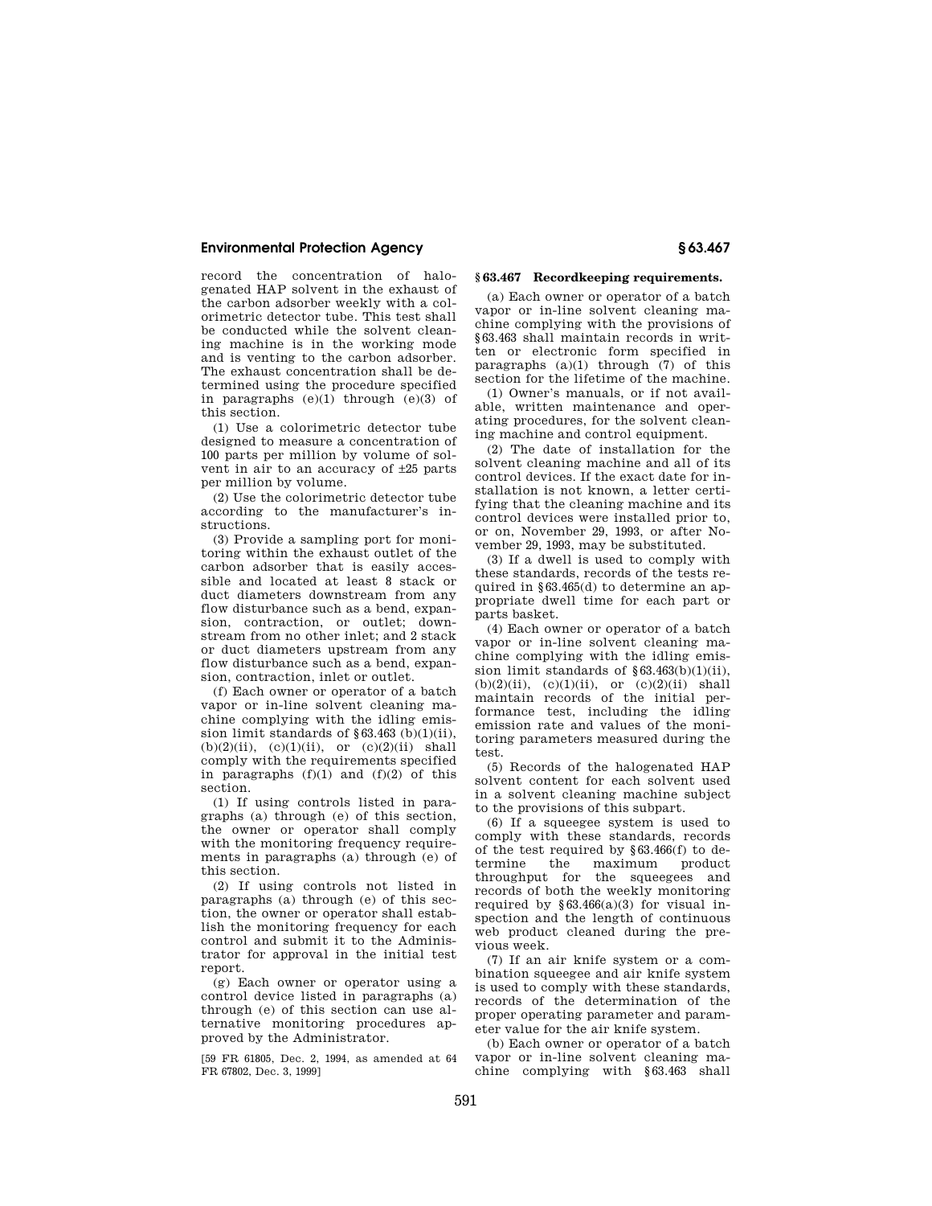record the concentration of halogenated HAP solvent in the exhaust of the carbon adsorber weekly with a colorimetric detector tube. This test shall be conducted while the solvent cleaning machine is in the working mode and is venting to the carbon adsorber. The exhaust concentration shall be determined using the procedure specified in paragraphs (e)(1) through (e)(3) of this section.

(1) Use a colorimetric detector tube designed to measure a concentration of 100 parts per million by volume of solvent in air to an accuracy of ±25 parts per million by volume.

(2) Use the colorimetric detector tube according to the manufacturer's instructions.

(3) Provide a sampling port for monitoring within the exhaust outlet of the carbon adsorber that is easily accessible and located at least 8 stack or duct diameters downstream from any flow disturbance such as a bend, expansion, contraction, or outlet; downstream from no other inlet; and 2 stack or duct diameters upstream from any flow disturbance such as a bend, expansion, contraction, inlet or outlet.

(f) Each owner or operator of a batch vapor or in-line solvent cleaning machine complying with the idling emission limit standards of §63.463 (b)(1)(ii), (b)(2)(ii), (c)(1)(ii), or (c)(2)(ii) shall comply with the requirements specified in paragraphs (f)(1) and (f)(2) of this section.

(1) If using controls listed in paragraphs (a) through (e) of this section, the owner or operator shall comply with the monitoring frequency requirements in paragraphs (a) through (e) of this section.

(2) If using controls not listed in paragraphs (a) through (e) of this section, the owner or operator shall establish the monitoring frequency for each control and submit it to the Administrator for approval in the initial test report.

(g) Each owner or operator using a control device listed in paragraphs (a) through (e) of this section can use alternative monitoring procedures approved by the Administrator.

[59 FR 61805, Dec. 2, 1994, as amended at 64 FR 67802, Dec. 3, 1999]

## §63.467 Recordkeeping requirements.

(a) Each owner or operator of a batch vapor or in-line solvent cleaning machine complying with the provisions of §63.463 shall maintain records in written or electronic form specified in paragraphs (a)(1) through (7) of this section for the lifetime of the machine.

(1) Owner's manuals, or if not available, written maintenance and operating procedures, for the solvent cleaning machine and control equipment.

(2) The date of installation for the solvent cleaning machine and all of its control devices. If the exact date for installation is not known, a letter certifying that the cleaning machine and its control devices were installed prior to, or on, November 29, 1993, or after November 29, 1993, may be substituted.

(3) If a dwell is used to comply with these standards, records of the tests required in §63.465(d) to determine an appropriate dwell time for each part or parts basket.

(4) Each owner or operator of a batch vapor or in-line solvent cleaning machine complying with the idling emission limit standards of §63.463(b)(1)(ii), (b)(2)(ii), (c)(1)(ii), or (c)(2)(ii) shall maintain records of the initial performance test, including the idling emission rate and values of the monitoring parameters measured during the test.

(5) Records of the halogenated HAP solvent content for each solvent used in a solvent cleaning machine subject to the provisions of this subpart.

(6) If a squeegee system is used to comply with these standards, records of the test required by §63.466(f) to determine the maximum product throughput for the squeegees and records of both the weekly monitoring required by §63.466(a)(3) for visual inspection and the length of continuous web product cleaned during the previous week.

(7) If an air knife system or a combination squeegee and air knife system is used to comply with these standards, records of the determination of the proper operating parameter and parameter value for the air knife system.

(b) Each owner or operator of a batch vapor or in-line solvent cleaning machine complying with §63.463 shall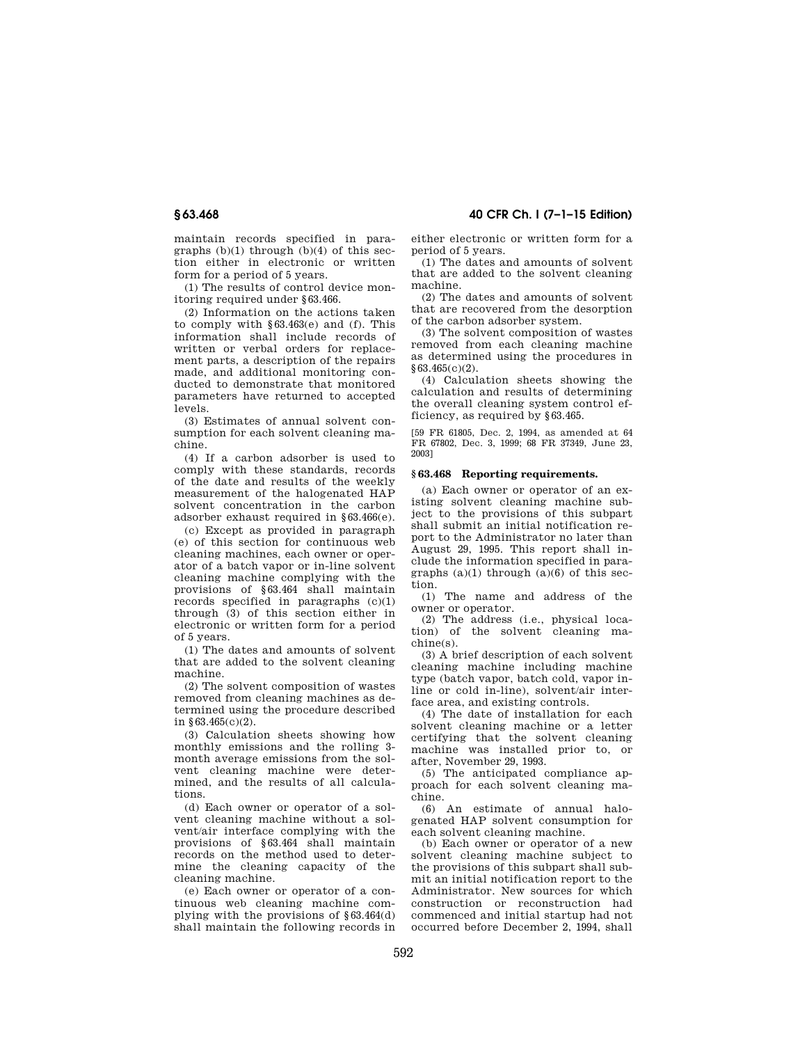maintain records specified in paragraphs (b)(1) through (b)(4) of this section either in electronic or written form for a period of 5 years.

(1) The results of control device monitoring required under §63.466.

(2) Information on the actions taken to comply with §63.463(e) and (f). This information shall include records of written or verbal orders for replacement parts, a description of the repairs made, and additional monitoring conducted to demonstrate that monitored parameters have returned to accepted levels.

(3) Estimates of annual solvent consumption for each solvent cleaning machine.

(4) If a carbon adsorber is used to comply with these standards, records of the date and results of the weekly measurement of the halogenated HAP solvent concentration in the carbon adsorber exhaust required in §63.466(e).

(c) Except as provided in paragraph (e) of this section for continuous web cleaning machines, each owner or operator of a batch vapor or in-line solvent cleaning machine complying with the provisions of §63.464 shall maintain records specified in paragraphs (c)(1) through (3) of this section either in electronic or written form for a period of 5 years.

(1) The dates and amounts of solvent that are added to the solvent cleaning machine.

(2) The solvent composition of wastes removed from cleaning machines as determined using the procedure described in §63.465(c)(2).

(3) Calculation sheets showing how monthly emissions and the rolling 3-month average emissions from the solvent cleaning machine were determined, and the results of all calculations.

(d) Each owner or operator of a solvent cleaning machine without a solvent/air interface complying with the provisions of §63.464 shall maintain records on the method used to determine the cleaning capacity of the cleaning machine.

(e) Each owner or operator of a continuous web cleaning machine complying with the provisions of §63.464(d) shall maintain the following records in either electronic or written form for a period of 5 years.

(1) The dates and amounts of solvent that are added to the solvent cleaning machine.

(2) The dates and amounts of solvent that are recovered from the desorption of the carbon adsorber system.

(3) The solvent composition of wastes removed from each cleaning machine as determined using the procedures in §63.465(c)(2).

(4) Calculation sheets showing the calculation and results of determining the overall cleaning system control efficiency, as required by §63.465.

[59 FR 61805, Dec. 2, 1994, as amended at 64 FR 67802, Dec. 3, 1999; 68 FR 37349, June 23, 2003]

## §63.468 Reporting requirements.

(a) Each owner or operator of an existing solvent cleaning machine subject to the provisions of this subpart shall submit an initial notification report to the Administrator no later than August 29, 1995. This report shall include the information specified in paragraphs (a)(1) through (a)(6) of this section.

(1) The name and address of the owner or operator.

(2) The address (i.e., physical location) of the solvent cleaning machine(s).

(3) A brief description of each solvent cleaning machine including machine type (batch vapor, batch cold, vapor in-line or cold in-line), solvent/air interface area, and existing controls.

(4) The date of installation for each solvent cleaning machine or a letter certifying that the solvent cleaning machine was installed prior to, or after, November 29, 1993.

(5) The anticipated compliance approach for each solvent cleaning machine.

(6) An estimate of annual halogenated HAP solvent consumption for each solvent cleaning machine.

(b) Each owner or operator of a new solvent cleaning machine subject to the provisions of this subpart shall submit an initial notification report to the Administrator. New sources for which construction or reconstruction had commenced and initial startup had not occurred before December 2, 1994, shall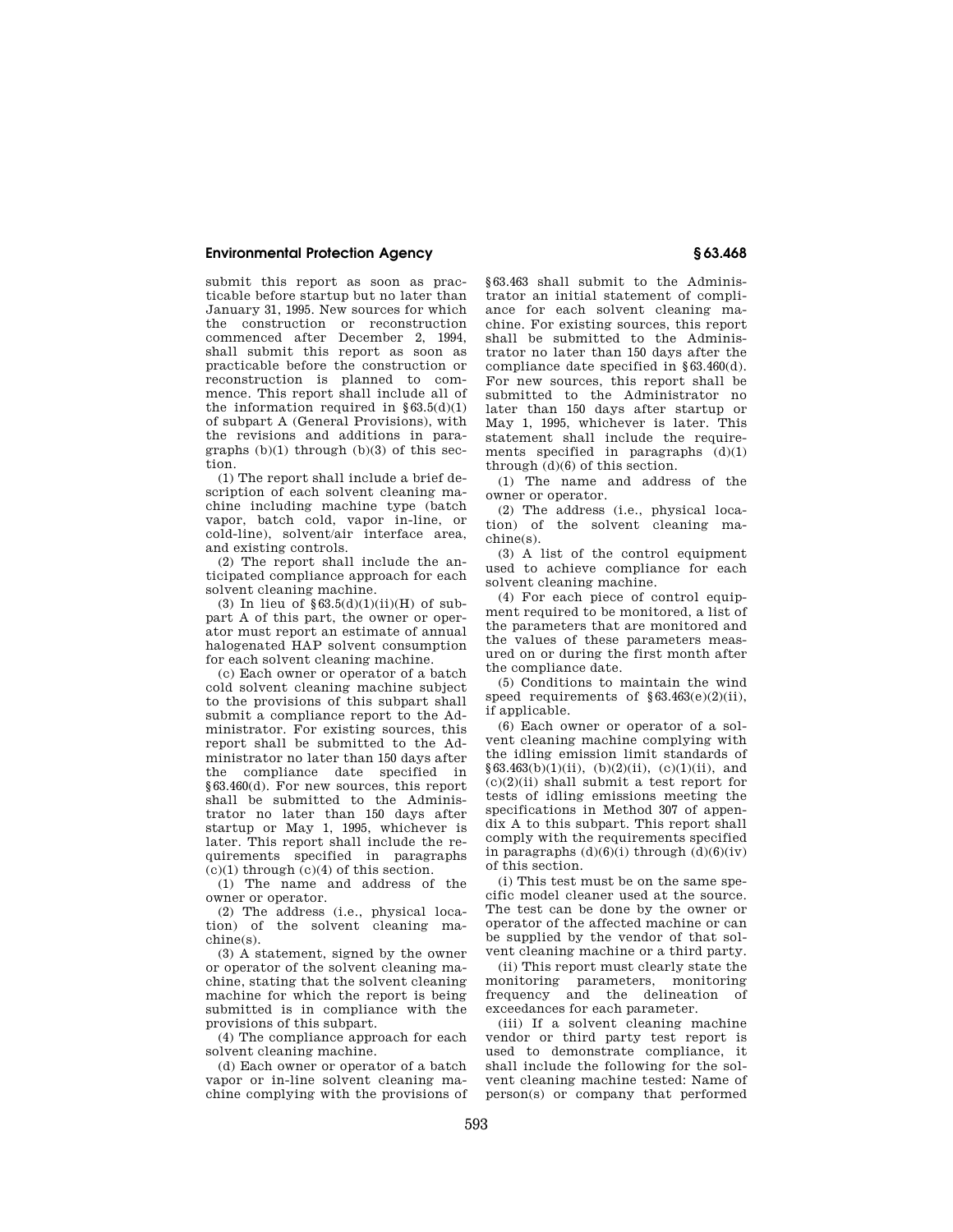submit this report as soon as practicable before startup but no later than January 31, 1995. New sources for which the construction or reconstruction commenced after December 2, 1994, shall submit this report as soon as practicable before the construction or reconstruction is planned to commence. This report shall include all of the information required in §63.5(d)(1) of subpart A (General Provisions), with the revisions and additions in paragraphs (b)(1) through (b)(3) of this section.

(1) The report shall include a brief description of each solvent cleaning machine including machine type (batch vapor, batch cold, vapor in-line, or cold-line), solvent/air interface area, and existing controls.

(2) The report shall include the anticipated compliance approach for each solvent cleaning machine.

(3) In lieu of §63.5(d)(1)(ii)(H) of subpart A of this part, the owner or operator must report an estimate of annual halogenated HAP solvent consumption for each solvent cleaning machine.

(c) Each owner or operator of a batch cold solvent cleaning machine subject to the provisions of this subpart shall submit a compliance report to the Administrator. For existing sources, this report shall be submitted to the Administrator no later than 150 days after the compliance date specified in §63.460(d). For new sources, this report shall be submitted to the Administrator no later than 150 days after startup or May 1, 1995, whichever is later. This report shall include the requirements specified in paragraphs (c)(1) through (c)(4) of this section.

(1) The name and address of the owner or operator.

(2) The address (i.e., physical location) of the solvent cleaning machine(s).

(3) A statement, signed by the owner or operator of the solvent cleaning machine, stating that the solvent cleaning machine for which the report is being submitted is in compliance with the provisions of this subpart.

(4) The compliance approach for each solvent cleaning machine.

(d) Each owner or operator of a batch vapor or in-line solvent cleaning machine complying with the provisions of §63.463 shall submit to the Administrator an initial statement of compliance for each solvent cleaning machine. For existing sources, this report shall be submitted to the Administrator no later than 150 days after the compliance date specified in §63.460(d). For new sources, this report shall be submitted to the Administrator no later than 150 days after startup or May 1, 1995, whichever is later. This statement shall include the requirements specified in paragraphs (d)(1) through (d)(6) of this section.

(1) The name and address of the owner or operator.

(2) The address (i.e., physical location) of the solvent cleaning machine(s).

(3) A list of the control equipment used to achieve compliance for each solvent cleaning machine.

(4) For each piece of control equipment required to be monitored, a list of the parameters that are monitored and the values of these parameters measured on or during the first month after the compliance date.

(5) Conditions to maintain the wind speed requirements of §63.463(e)(2)(ii), if applicable.

(6) Each owner or operator of a solvent cleaning machine complying with the idling emission limit standards of §63.463(b)(1)(ii), (b)(2)(ii), (c)(1)(ii), and (c)(2)(ii) shall submit a test report for tests of idling emissions meeting the specifications in Method 307 of appendix A to this subpart. This report shall comply with the requirements specified in paragraphs (d)(6)(i) through (d)(6)(iv) of this section.

(i) This test must be on the same specific model cleaner used at the source. The test can be done by the owner or operator of the affected machine or can be supplied by the vendor of that solvent cleaning machine or a third party.

(ii) This report must clearly state the monitoring parameters, monitoring frequency and the delineation of exceedances for each parameter.

(iii) If a solvent cleaning machine vendor or third party test report is used to demonstrate compliance, it shall include the following for the solvent cleaning machine tested: Name of person(s) or company that performed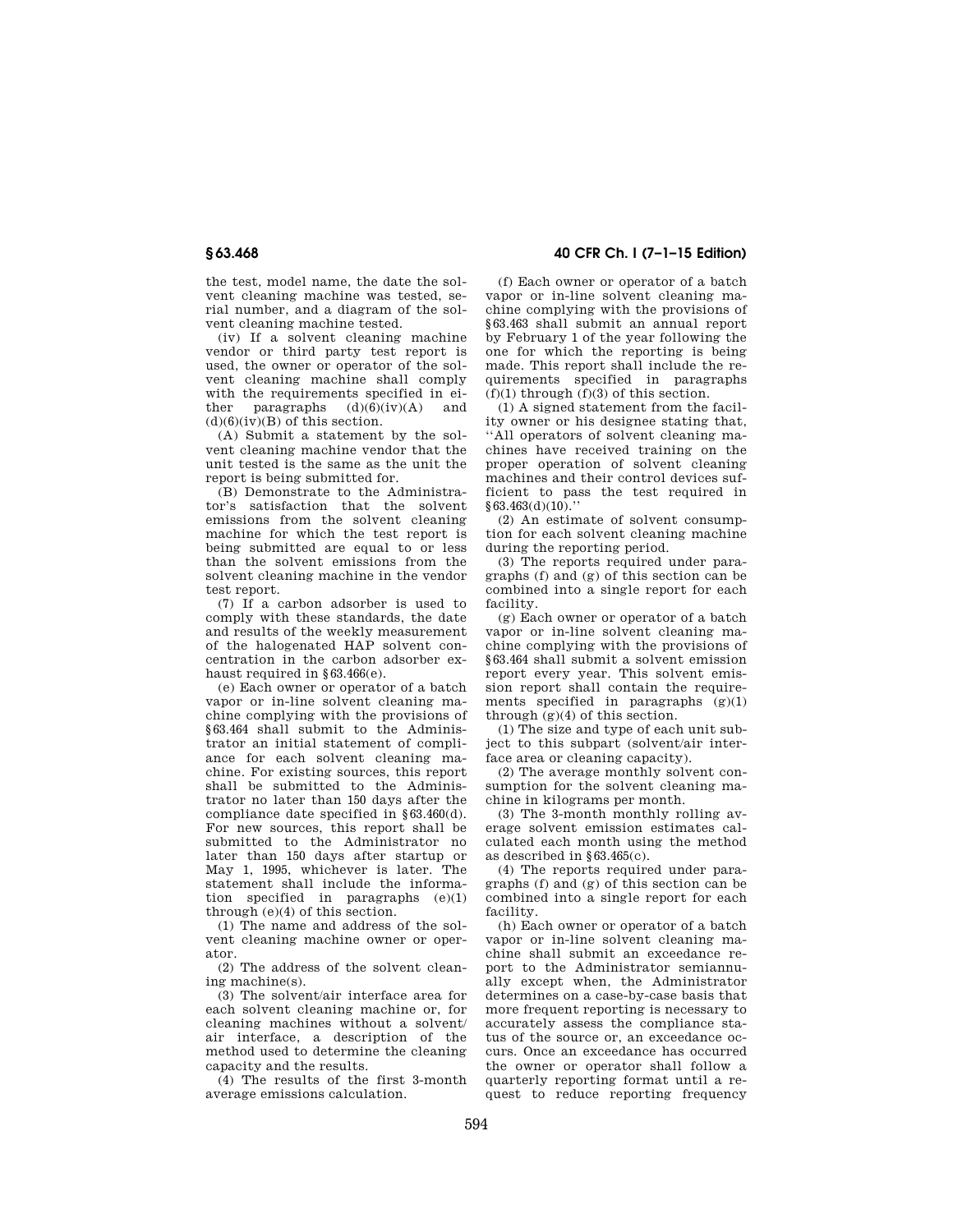the test, model name, the date the solvent cleaning machine was tested, serial number, and a diagram of the solvent cleaning machine tested.

(iv) If a solvent cleaning machine vendor or third party test report is used, the owner or operator of the solvent cleaning machine shall comply with the requirements specified in either paragraphs (d)(6)(iv)(A) and (d)(6)(iv)(B) of this section.

(A) Submit a statement by the solvent cleaning machine vendor that the unit tested is the same as the unit the report is being submitted for.

(B) Demonstrate to the Administrator's satisfaction that the solvent emissions from the solvent cleaning machine for which the test report is being submitted are equal to or less than the solvent emissions from the solvent cleaning machine in the vendor test report.

(7) If a carbon adsorber is used to comply with these standards, the date and results of the weekly measurement of the halogenated HAP solvent concentration in the carbon adsorber exhaust required in §63.466(e).

(e) Each owner or operator of a batch vapor or in-line solvent cleaning machine complying with the provisions of §63.464 shall submit to the Administrator an initial statement of compliance for each solvent cleaning machine. For existing sources, this report shall be submitted to the Administrator no later than 150 days after the compliance date specified in §63.460(d). For new sources, this report shall be submitted to the Administrator no later than 150 days after startup or May 1, 1995, whichever is later. The statement shall include the information specified in paragraphs (e)(1) through (e)(4) of this section.

(1) The name and address of the solvent cleaning machine owner or operator.

(2) The address of the solvent cleaning machine(s).

(3) The solvent/air interface area for each solvent cleaning machine or, for cleaning machines without a solvent/air interface, a description of the method used to determine the cleaning capacity and the results.

(4) The results of the first 3-month average emissions calculation.

(f) Each owner or operator of a batch vapor or in-line solvent cleaning machine complying with the provisions of §63.463 shall submit an annual report by February 1 of the year following the one for which the reporting is being made. This report shall include the requirements specified in paragraphs (f)(1) through (f)(3) of this section.

(1) A signed statement from the facility owner or his designee stating that, "All operators of solvent cleaning machines have received training on the proper operation of solvent cleaning machines and their control devices sufficient to pass the test required in §63.463(d)(10)."

(2) An estimate of solvent consumption for each solvent cleaning machine during the reporting period.

(3) The reports required under paragraphs (f) and (g) of this section can be combined into a single report for each facility.

(g) Each owner or operator of a batch vapor or in-line solvent cleaning machine complying with the provisions of §63.464 shall submit a solvent emission report every year. This solvent emission report shall contain the requirements specified in paragraphs (g)(1) through (g)(4) of this section.

(1) The size and type of each unit subject to this subpart (solvent/air interface area or cleaning capacity).

(2) The average monthly solvent consumption for the solvent cleaning machine in kilograms per month.

(3) The 3-month monthly rolling average solvent emission estimates calculated each month using the method as described in §63.465(c).

(4) The reports required under paragraphs (f) and (g) of this section can be combined into a single report for each facility.

(h) Each owner or operator of a batch vapor or in-line solvent cleaning machine shall submit an exceedance report to the Administrator semiannually except when, the Administrator determines on a case-by-case basis that more frequent reporting is necessary to accurately assess the compliance status of the source or, an exceedance occurs. Once an exceedance has occurred the owner or operator shall follow a quarterly reporting format until a request to reduce reporting frequency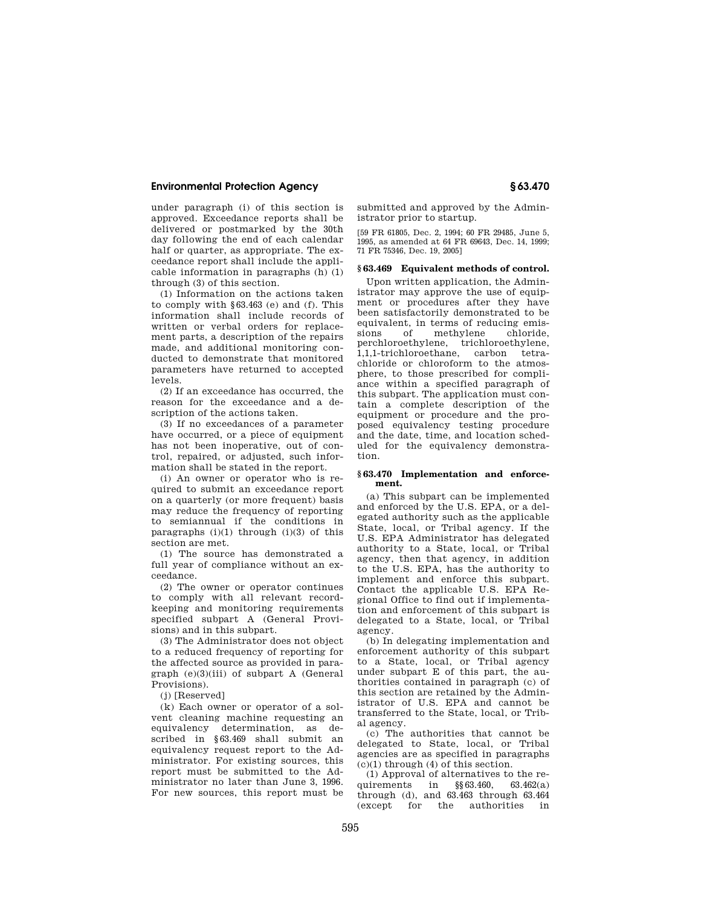under paragraph (i) of this section is approved. Exceedance reports shall be delivered or postmarked by the 30th day following the end of each calendar half or quarter, as appropriate. The exceedance report shall include the applicable information in paragraphs (h) (1) through (3) of this section.

(1) Information on the actions taken to comply with §63.463 (e) and (f). This information shall include records of written or verbal orders for replacement parts, a description of the repairs made, and additional monitoring conducted to demonstrate that monitored parameters have returned to accepted levels.

(2) If an exceedance has occurred, the reason for the exceedance and a description of the actions taken.

(3) If no exceedances of a parameter have occurred, or a piece of equipment has not been inoperative, out of control, repaired, or adjusted, such information shall be stated in the report.

(i) An owner or operator who is required to submit an exceedance report on a quarterly (or more frequent) basis may reduce the frequency of reporting to semiannual if the conditions in paragraphs (i)(1) through (i)(3) of this section are met.

(1) The source has demonstrated a full year of compliance without an exceedance.

(2) The owner or operator continues to comply with all relevant recordkeeping and monitoring requirements specified subpart A (General Provisions) and in this subpart.

(3) The Administrator does not object to a reduced frequency of reporting for the affected source as provided in paragraph (e)(3)(iii) of subpart A (General Provisions).

(j) [Reserved]

(k) Each owner or operator of a solvent cleaning machine requesting an equivalency determination, as described in §63.469 shall submit an equivalency request report to the Administrator. For existing sources, this report must be submitted to the Administrator no later than June 3, 1996. For new sources, this report must be submitted and approved by the Administrator prior to startup.

[59 FR 61805, Dec. 2, 1994; 60 FR 29485, June 5, 1995, as amended at 64 FR 69643, Dec. 14, 1999; 71 FR 75346, Dec. 19, 2005]

## §63.469 Equivalent methods of control.

Upon written application, the Administrator may approve the use of equipment or procedures after they have been satisfactorily demonstrated to be equivalent, in terms of reducing emissions of methylene chloride, perchloroethylene, trichloroethylene, 1,1,1-trichloroethane, carbon tetrachloride or chloroform to the atmosphere, to those prescribed for compliance within a specified paragraph of this subpart. The application must contain a complete description of the equipment or procedure and the proposed equivalency testing procedure and the date, time, and location scheduled for the equivalency demonstration.

## §63.470 Implementation and enforcement.

(a) This subpart can be implemented and enforced by the U.S. EPA, or a delegated authority such as the applicable State, local, or Tribal agency. If the U.S. EPA Administrator has delegated authority to a State, local, or Tribal agency, then that agency, in addition to the U.S. EPA, has the authority to implement and enforce this subpart. Contact the applicable U.S. EPA Regional Office to find out if implementation and enforcement of this subpart is delegated to a State, local, or Tribal agency.

(b) In delegating implementation and enforcement authority of this subpart to a State, local, or Tribal agency under subpart E of this part, the authorities contained in paragraph (c) of this section are retained by the Administrator of U.S. EPA and cannot be transferred to the State, local, or Tribal agency.

(c) The authorities that cannot be delegated to State, local, or Tribal agencies are as specified in paragraphs (c)(1) through (4) of this section.

(1) Approval of alternatives to the requirements in §§63.460, 63.462(a) through (d), and 63.463 through 63.464 (except for the authorities in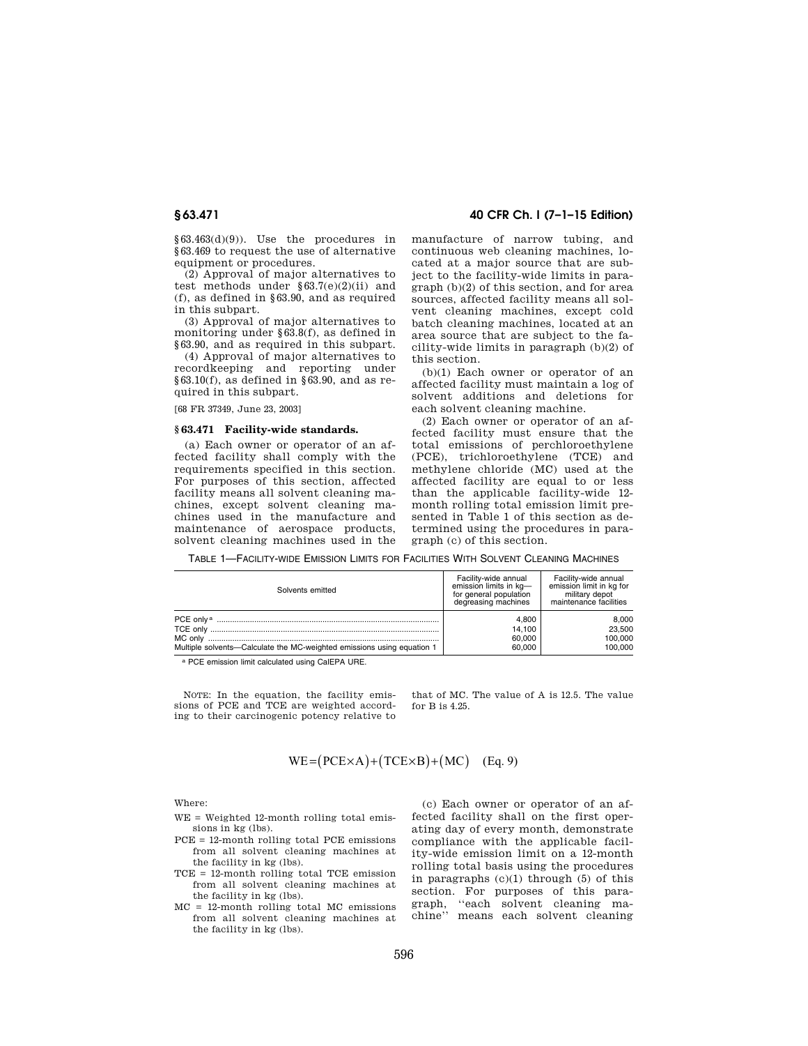§ 63.463(d)(9)). Use the procedures in § 63.469 to request the use of alternative equipment or procedures.

(2) Approval of major alternatives to test methods under § 63.7(e)(2)(ii) and (f), as defined in § 63.90, and as required in this subpart.

(3) Approval of major alternatives to monitoring under § 63.8(f), as defined in § 63.90, and as required in this subpart.

(4) Approval of major alternatives to recordkeeping and reporting under § 63.10(f), as defined in § 63.90, and as required in this subpart.

[68 FR 37349, June 23, 2003]

## § 63.471 Facility-wide standards.

(a) Each owner or operator of an affected facility shall comply with the requirements specified in this section. For purposes of this section, affected facility means all solvent cleaning machines, except solvent cleaning machines used in the manufacture and maintenance of aerospace products, solvent cleaning machines used in the manufacture of narrow tubing, and continuous web cleaning machines, located at a major source that are subject to the facility-wide limits in paragraph (b)(2) of this section, and for area sources, affected facility means all solvent cleaning machines, except cold batch cleaning machines, located at an area source that are subject to the facility-wide limits in paragraph (b)(2) of this section.

(b)(1) Each owner or operator of an affected facility must maintain a log of solvent additions and deletions for each solvent cleaning machine.

(2) Each owner or operator of an affected facility must ensure that the total emissions of perchloroethylene (PCE), trichloroethylene (TCE) and methylene chloride (MC) used at the affected facility are equal to or less than the applicable facility-wide 12-month rolling total emission limit presented in Table 1 of this section as determined using the procedures in paragraph (c) of this section.

TABLE 1—FACILITY-WIDE EMISSION LIMITS FOR FACILITIES WITH SOLVENT CLEANING MACHINES

| Solvents emitted | Facility-wide annual emission limits in kg—for general population degreasing machines | Facility-wide annual emission limit in kg for military depot maintenance facilities |
|---|---|---|
| PCE only [a] | 4,800 | 8,000 |
| TCE only | 14,100 | 23,500 |
| MC only | 60,000 | 100,000 |
| Multiple solvents—Calculate the MC-weighted emissions using equation 1 | 60,000 | 100,000 |

[a] PCE emission limit calculated using CalEPA URE.

NOTE: In the equation, the facility emissions of PCE and TCE are weighted according to their carcinogenic potency relative to that of MC. The value of A is 12.5. The value for B is 4.25.

$$WE = (PCE \times A) + (TCE \times B) + (MC) \quad \text{(Eq. 9)}$$

Where:

WE = Weighted 12-month rolling total emissions in kg (lbs).

PCE = 12-month rolling total PCE emissions from all solvent cleaning machines at the facility in kg (lbs).

TCE = 12-month rolling total TCE emission from all solvent cleaning machines at the facility in kg (lbs).

MC = 12-month rolling total MC emissions from all solvent cleaning machines at the facility in kg (lbs).

(c) Each owner or operator of an affected facility shall on the first operating day of every month, demonstrate compliance with the applicable facility-wide emission limit on a 12-month rolling total basis using the procedures in paragraphs (c)(1) through (5) of this section. For purposes of this paragraph, "each solvent cleaning machine" means each solvent cleaning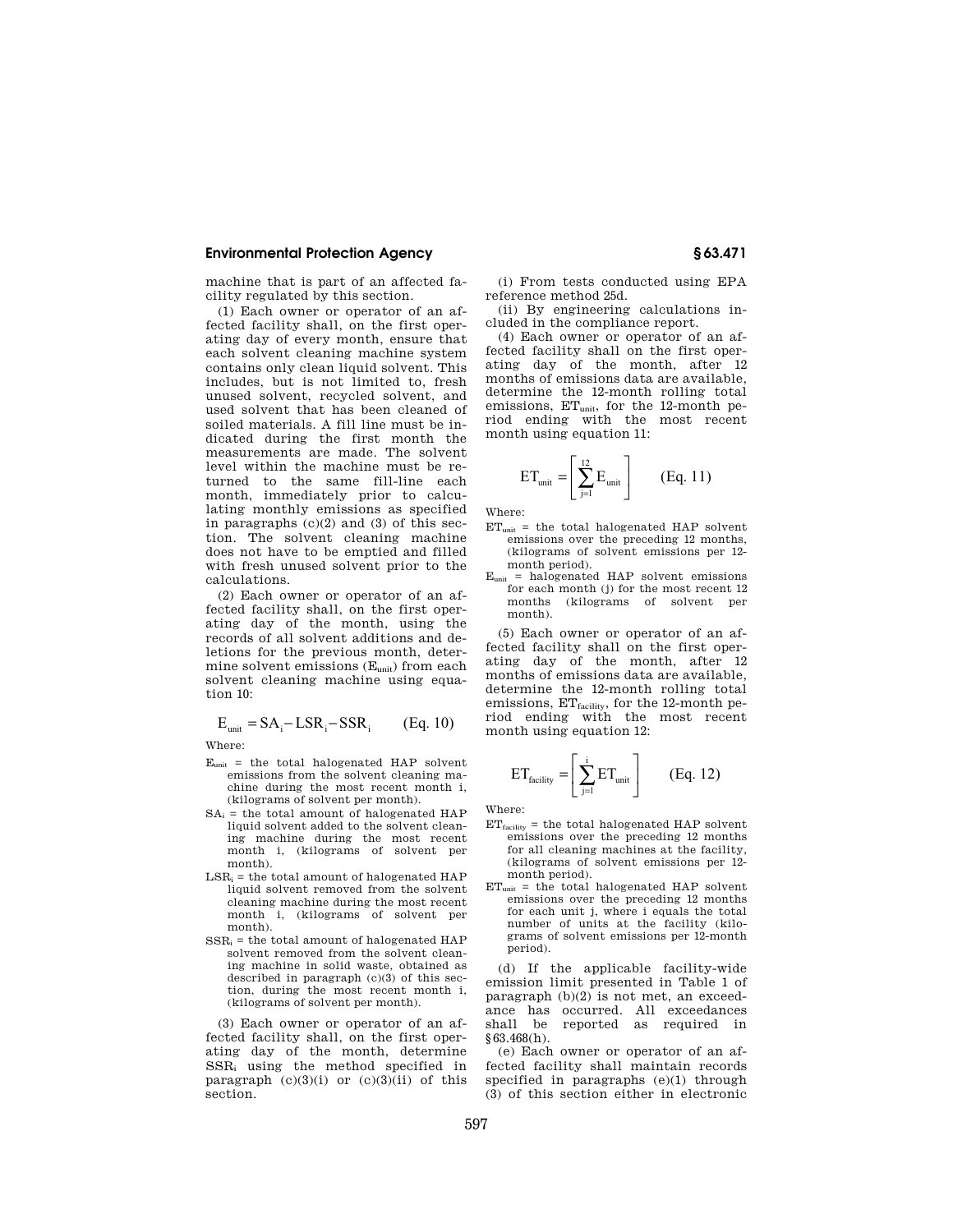machine that is part of an affected facility regulated by this section.

(1) Each owner or operator of an affected facility shall, on the first operating day of every month, ensure that each solvent cleaning machine system contains only clean liquid solvent. This includes, but is not limited to, fresh unused solvent, recycled solvent, and used solvent that has been cleaned of soiled materials. A fill line must be indicated during the first month the measurements are made. The solvent level within the machine must be returned to the same fill-line each month, immediately prior to calculating monthly emissions as specified in paragraphs (c)(2) and (3) of this section. The solvent cleaning machine does not have to be emptied and filled with fresh unused solvent prior to the calculations.

(2) Each owner or operator of an affected facility shall, on the first operating day of the month, using the records of all solvent additions and deletions for the previous month, determine solvent emissions ($E_{unit}$) from each solvent cleaning machine using equation 10:

$$E_{unit} = SA_i - LSR_i - SSR_i \qquad \text{(Eq. 10)}$$

Where:

- $E_{unit}$ = the total halogenated HAP solvent emissions from the solvent cleaning machine during the most recent month i, (kilograms of solvent per month).
- $SA_i$ = the total amount of halogenated HAP liquid solvent added to the solvent cleaning machine during the most recent month i, (kilograms of solvent per month).
- $LSR_i$ = the total amount of halogenated HAP liquid solvent removed from the solvent cleaning machine during the most recent month i, (kilograms of solvent per month).
- $SSR_i$ = the total amount of halogenated HAP solvent removed from the solvent cleaning machine in solid waste, obtained as described in paragraph (c)(3) of this section, during the most recent month i, (kilograms of solvent per month).

(3) Each owner or operator of an affected facility shall, on the first operating day of the month, determine $SSR_i$ using the method specified in paragraph (c)(3)(i) or (c)(3)(ii) of this section.

(i) From tests conducted using EPA reference method 25d.

(ii) By engineering calculations included in the compliance report.

(4) Each owner or operator of an affected facility shall on the first operating day of the month, after 12 months of emissions data are available, determine the 12-month rolling total emissions, $ET_{unit}$, for the 12-month period ending with the most recent month using equation 11:

$$ET_{unit} = \left[ \sum_{j=1}^{12} E_{unit} \right] \qquad \text{(Eq. 11)}$$

Where:

- $ET_{unit}$ = the total halogenated HAP solvent emissions over the preceding 12 months, (kilograms of solvent emissions per 12-month period).
- $E_{unit}$ = halogenated HAP solvent emissions for each month (j) for the most recent 12 months (kilograms of solvent per month).

(5) Each owner or operator of an affected facility shall on the first operating day of the month, after 12 months of emissions data are available, determine the 12-month rolling total emissions, $ET_{facility}$, for the 12-month period ending with the most recent month using equation 12:

$$ET_{facility} = \left[ \sum_{j=1}^{i} ET_{unit} \right] \qquad \text{(Eq. 12)}$$

Where:

- $ET_{facility}$ = the total halogenated HAP solvent emissions over the preceding 12 months for all cleaning machines at the facility, (kilograms of solvent emissions per 12-month period).
- $ET_{unit}$ = the total halogenated HAP solvent emissions over the preceding 12 months for each unit j, where i equals the total number of units at the facility (kilograms of solvent emissions per 12-month period).

(d) If the applicable facility-wide emission limit presented in Table 1 of paragraph (b)(2) is not met, an exceedance has occurred. All exceedances shall be reported as required in §63.468(h).

(e) Each owner or operator of an affected facility shall maintain records specified in paragraphs (e)(1) through (3) of this section either in electronic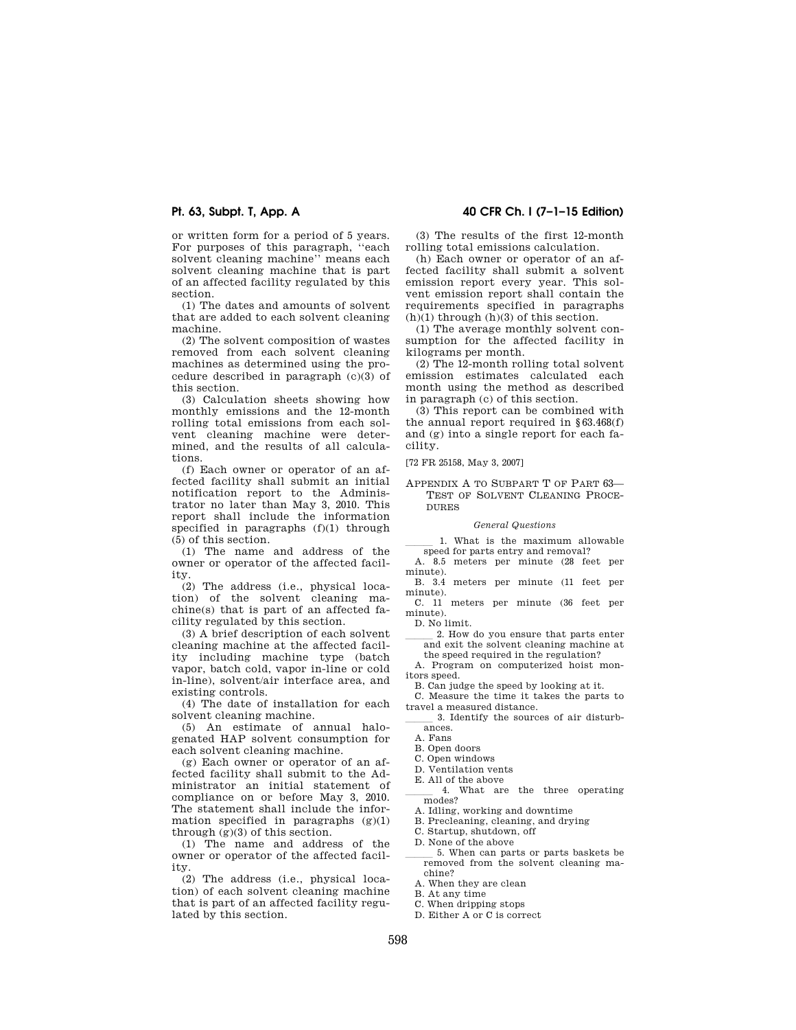or written form for a period of 5 years. For purposes of this paragraph, "each solvent cleaning machine" means each solvent cleaning machine that is part of an affected facility regulated by this section.

(1) The dates and amounts of solvent that are added to each solvent cleaning machine.

(2) The solvent composition of wastes removed from each solvent cleaning machines as determined using the procedure described in paragraph (c)(3) of this section.

(3) Calculation sheets showing how monthly emissions and the 12-month rolling total emissions from each solvent cleaning machine were determined, and the results of all calculations.

(f) Each owner or operator of an affected facility shall submit an initial notification report to the Administrator no later than May 3, 2010. This report shall include the information specified in paragraphs (f)(1) through (5) of this section.

(1) The name and address of the owner or operator of the affected facility.

(2) The address (i.e., physical location) of the solvent cleaning machine(s) that is part of an affected facility regulated by this section.

(3) A brief description of each solvent cleaning machine at the affected facility including machine type (batch vapor, batch cold, vapor in-line or cold in-line), solvent/air interface area, and existing controls.

(4) The date of installation for each solvent cleaning machine.

(5) An estimate of annual halogenated HAP solvent consumption for each solvent cleaning machine.

(g) Each owner or operator of an affected facility shall submit to the Administrator an initial statement of compliance on or before May 3, 2010. The statement shall include the information specified in paragraphs (g)(1) through (g)(3) of this section.

(1) The name and address of the owner or operator of the affected facility.

(2) The address (i.e., physical location) of each solvent cleaning machine that is part of an affected facility regulated by this section.

(3) The results of the first 12-month rolling total emissions calculation.

(h) Each owner or operator of an affected facility shall submit a solvent emission report every year. This solvent emission report shall contain the requirements specified in paragraphs (h)(1) through (h)(3) of this section.

(1) The average monthly solvent consumption for the affected facility in kilograms per month.

(2) The 12-month rolling total solvent emission estimates calculated each month using the method as described in paragraph (c) of this section.

(3) This report can be combined with the annual report required in §63.468(f) and (g) into a single report for each facility.

[72 FR 25158, May 3, 2007]

## Appendix A to Subpart T of Part 63—Test of Solvent Cleaning Procedures

*General Questions*

_____ 1. What is the maximum allowable speed for parts entry and removal?

A. 8.5 meters per minute (28 feet per minute).

B. 3.4 meters per minute (11 feet per minute).

C. 11 meters per minute (36 feet per minute).

D. No limit.

_____ 2. How do you ensure that parts enter and exit the solvent cleaning machine at the speed required in the regulation?

A. Program on computerized hoist monitors speed.

B. Can judge the speed by looking at it.

C. Measure the time it takes the parts to travel a measured distance.

_____ 3. Identify the sources of air disturbances.

A. Fans

B. Open doors

C. Open windows

D. Ventilation vents

E. All of the above

_____ 4. What are the three operating modes?

A. Idling, working and downtime

B. Precleaning, cleaning, and drying

C. Startup, shutdown, off

D. None of the above

_____ 5. When can parts or parts baskets be removed from the solvent cleaning machine?

A. When they are clean

B. At any time

C. When dripping stops

D. Either A or C is correct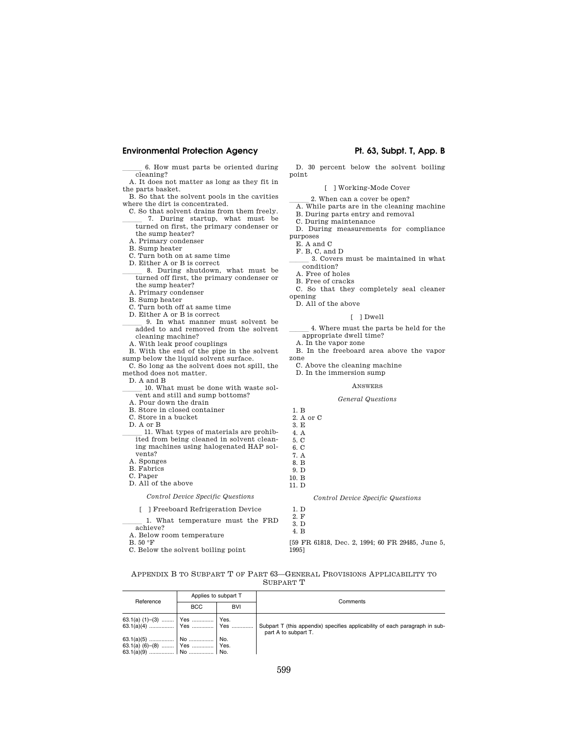_____ 6. How must parts be oriented during cleaning?

A. It does not matter as long as they fit in the parts basket.

B. So that the solvent pools in the cavities where the dirt is concentrated.

C. So that solvent drains from them freely.

_____ 7. During startup, what must be turned on first, the primary condenser or the sump heater?

A. Primary condenser

B. Sump heater

C. Turn both on at same time

D. Either A or B is correct

_____ 8. During shutdown, what must be turned off first, the primary condenser or the sump heater?

A. Primary condenser

B. Sump heater

C. Turn both off at same time

D. Either A or B is correct

_____ 9. In what manner must solvent be added to and removed from the solvent cleaning machine?

A. With leak proof couplings

B. With the end of the pipe in the solvent sump below the liquid solvent surface.

C. So long as the solvent does not spill, the method does not matter.

D. A and B

_____ 10. What must be done with waste solvent and still and sump bottoms?

A. Pour down the drain

B. Store in closed container

C. Store in a bucket

D. A or B

_____ 11. What types of materials are prohibited from being cleaned in solvent cleaning machines using halogenated HAP solvents?

A. Sponges

B. Fabrics

C. Paper

D. All of the above

*Control Device Specific Questions*

[ ] Freeboard Refrigeration Device

_____ 1. What temperature must the FRD achieve?

A. Below room temperature

B. 50 °F

C. Below the solvent boiling point

D. 30 percent below the solvent boiling point

[ ] Working-Mode Cover

_____ 2. When can a cover be open?

A. While parts are in the cleaning machine

B. During parts entry and removal

C. During maintenance

D. During measurements for compliance purposes

E. A and C

F. B, C, and D

_____ 3. Covers must be maintained in what condition?

A. Free of holes

B. Free of cracks

C. So that they completely seal cleaner opening

D. All of the above

[ ] Dwell

_____ 4. Where must the parts be held for the appropriate dwell time?

A. In the vapor zone

B. In the freeboard area above the vapor zone

C. Above the cleaning machine

D. In the immersion sump

ANSWERS

*General Questions*

1. B
2. A or C
3. E
4. A
5. C
6. C
7. A
8. B
9. D
10. B
11. D

*Control Device Specific Questions*

1. D
2. F
3. D
4. B

[59 FR 61818, Dec. 2, 1994; 60 FR 29485, June 5, 1995]

APPENDIX B TO SUBPART T OF PART 63—GENERAL PROVISIONS APPLICABILITY TO SUBPART T

| Reference | Applies to subpart T | | Comments |
|---|---|---|---|
| | BCC | BVI | |
| 63.1(a) (1)–(3) | Yes | Yes. | |
| 63.1(a)(4) | Yes | Yes | Subpart T (this appendix) specifies applicability of each paragraph in subpart A to subpart T. |
| 63.1(a)(5) | No | No. | |
| 63.1(a) (6)–(8) | Yes | Yes. | |
| 63.1(a)(9) | No | No. | |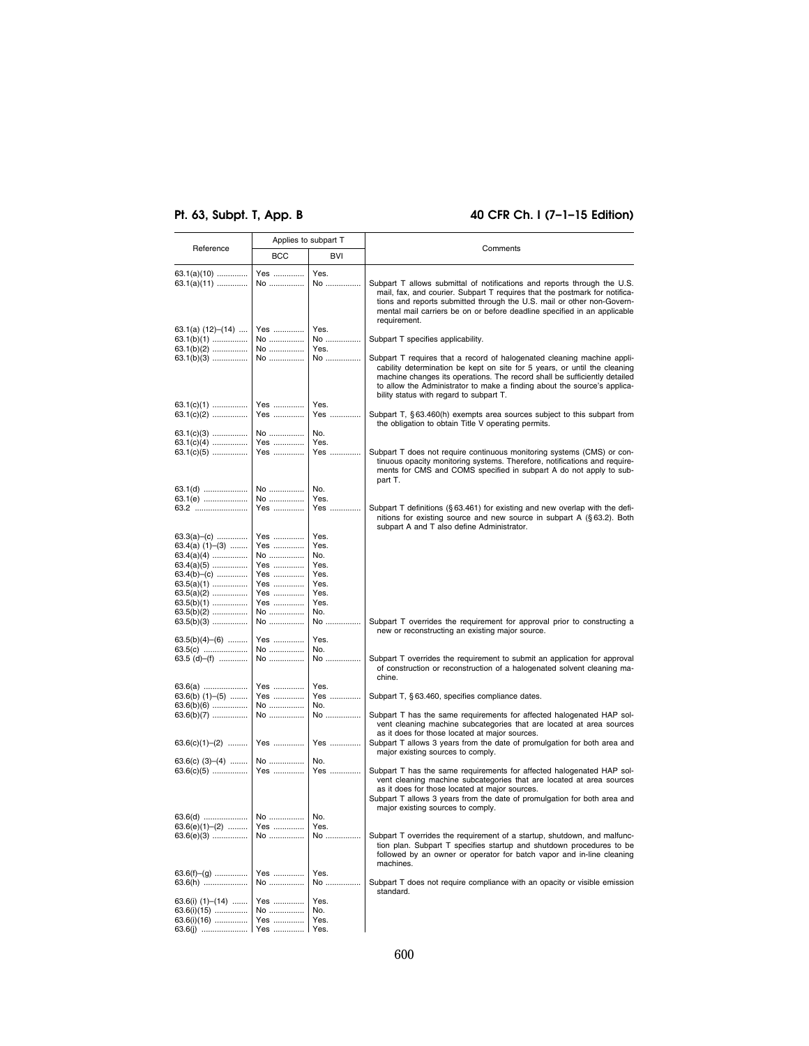| Reference | Applies to subpart T | | Comments |
|---|---|---|---|
| | BCC | BVI | |
| 63.1(a)(10) | Yes | Yes. | |
| 63.1(a)(11) | No | No | Subpart T allows submittal of notifications and reports through the U.S. mail, fax, and courier. Subpart T requires that the postmark for notifications and reports submitted through the U.S. mail or other non-Governmental mail carriers be on or before deadline specified in an applicable requirement. |
| 63.1(a) (12)–(14) | Yes | Yes. | |
| 63.1(b)(1) | No | No | Subpart T specifies applicability. |
| 63.1(b)(2) | No | Yes. | |
| 63.1(b)(3) | No | No | Subpart T requires that a record of halogenated cleaning machine applicability determination be kept on site for 5 years, or until the cleaning machine changes its operations. The record shall be sufficiently detailed to allow the Administrator to make a finding about the source's applicability status with regard to subpart T. |
| 63.1(c)(1) | Yes | Yes. | |
| 63.1(c)(2) | Yes | Yes | Subpart T, § 63.460(h) exempts area sources subject to this subpart from the obligation to obtain Title V operating permits. |
| 63.1(c)(3) | No | No. | |
| 63.1(c)(4) | Yes | Yes. | |
| 63.1(c)(5) | Yes | Yes | Subpart T does not require continuous monitoring systems (CMS) or continuous opacity monitoring systems. Therefore, notifications and requirements for CMS and COMS specified in subpart A do not apply to subpart T. |
| 63.1(d) | No | No. | |
| 63.1(e) | No | Yes. | |
| 63.2 | Yes | Yes | Subpart T definitions (§ 63.461) for existing and new overlap with the definitions for existing source and new source in subpart A (§ 63.2). Both subpart A and T also define Administrator. |
| 63.3(a)–(c) | Yes | Yes. | |
| 63.4(a) (1)–(3) | Yes | Yes. | |
| 63.4(a)(4) | No | No. | |
| 63.4(a)(5) | Yes | Yes. | |
| 63.4(b)–(c) | Yes | Yes. | |
| 63.5(a)(1) | Yes | Yes. | |
| 63.5(a)(2) | Yes | Yes. | |
| 63.5(b)(1) | Yes | Yes. | |
| 63.5(b)(2) | No | No. | |
| 63.5(b)(3) | No | No | Subpart T overrides the requirement for approval prior to constructing a new or reconstructing an existing major source. |
| 63.5(b)(4)–(6) | Yes | Yes. | |
| 63.5(c) | No | No. | |
| 63.5 (d)–(f) | No | No | Subpart T overrides the requirement to submit an application for approval of construction or reconstruction of a halogenated solvent cleaning machine. |
| 63.6(a) | Yes | Yes. | |
| 63.6(b) (1)–(5) | Yes | Yes | Subpart T, § 63.460, specifies compliance dates. |
| 63.6(b)(6) | No | No. | |
| 63.6(b)(7) | No | No | Subpart T has the same requirements for affected halogenated HAP solvent cleaning machine subcategories that are located at area sources as it does for those located at major sources. |
| 63.6(c)(1)–(2) | Yes | Yes | Subpart T allows 3 years from the date of promulgation for both area and major existing sources to comply. |
| 63.6(c) (3)–(4) | No | No. | |
| 63.6(c)(5) | Yes | Yes | Subpart T has the same requirements for affected halogenated HAP solvent cleaning machine subcategories that are located at area sources as it does for those located at major sources.<br>Subpart T allows 3 years from the date of promulgation for both area and major existing sources to comply. |
| 63.6(d) | No | No. | |
| 63.6(e)(1)–(2) | Yes | Yes. | |
| 63.6(e)(3) | No | No | Subpart T overrides the requirement of a startup, shutdown, and malfunction plan. Subpart T specifies startup and shutdown procedures to be followed by an owner or operator for batch vapor and in-line cleaning machines. |
| 63.6(f)–(g) | Yes | Yes. | |
| 63.6(h) | No | No | Subpart T does not require compliance with an opacity or visible emission standard. |
| 63.6(i) (1)–(14) | Yes | Yes. | |
| 63.6(i)(15) | No | No. | |
| 63.6(i)(16) | Yes | Yes. | |
| 63.6(j) | Yes | Yes. | |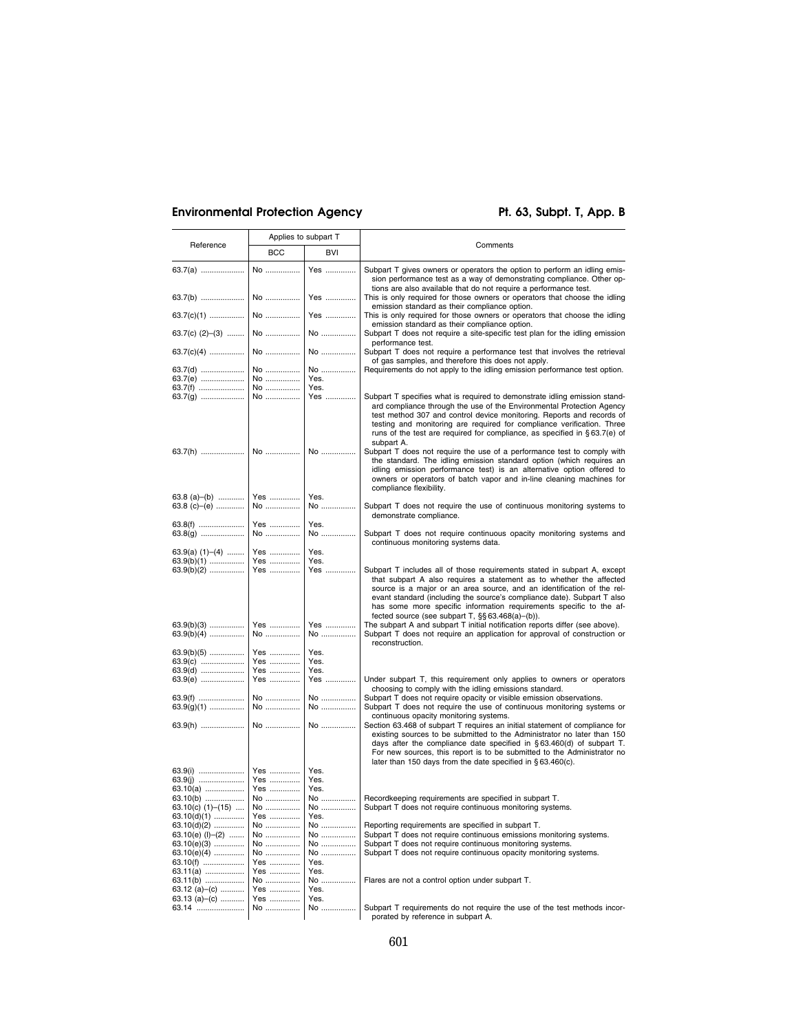| Reference | Applies to subpart T | | Comments |
|---|---|---|---|
| | BCC | BVI | |
| 63.7(a) | No | Yes | Subpart T gives owners or operators the option to perform an idling emission performance test as a way of demonstrating compliance. Other options are also available that do not require a performance test. |
| 63.7(b) | No | Yes | This is only required for those owners or operators that choose the idling emission standard as their compliance option. |
| 63.7(c)(1) | No | Yes | This is only required for those owners or operators that choose the idling emission standard as their compliance option. |
| 63.7(c) (2)–(3) | No | No | Subpart T does not require a site-specific test plan for the idling emission performance test. |
| 63.7(c)(4) | No | No | Subpart T does not require a performance test that involves the retrieval of gas samples, and therefore this does not apply. |
| 63.7(d) | No | No | Requirements do not apply to the idling emission performance test option. |
| 63.7(e) | No | Yes. | |
| 63.7(f) | No | Yes. | |
| 63.7(g) | No | Yes | Subpart T specifies what is required to demonstrate idling emission standard compliance through the use of the Environmental Protection Agency test method 307 and control device monitoring. Reports and records of testing and monitoring are required for compliance verification. Three runs of the test are required for compliance, as specified in § 63.7(e) of subpart A. |
| 63.7(h) | No | No | Subpart T does not require the use of a performance test to comply with the standard. The idling emission standard option (which requires an idling emission performance test) is an alternative option offered to owners or operators of batch vapor and in-line cleaning machines for compliance flexibility. |
| 63.8 (a)–(b) | Yes | Yes. | |
| 63.8 (c)–(e) | No | No | Subpart T does not require the use of continuous monitoring systems to demonstrate compliance. |
| 63.8(f) | Yes | Yes. | |
| 63.8(g) | No | No | Subpart T does not require continuous opacity monitoring systems and continuous monitoring systems data. |
| 63.9(a) (1)–(4) | Yes | Yes. | |
| 63.9(b)(1) | Yes | Yes. | |
| 63.9(b)(2) | Yes | Yes | Subpart T includes all of those requirements stated in subpart A, except that subpart A also requires a statement as to whether the affected source is a major or an area source, and an identification of the relevant standard (including the source's compliance date). Subpart T also has some more specific information requirements specific to the affected source (see subpart T, §§ 63.468(a)–(b)). |
| 63.9(b)(3) | Yes | Yes | The subpart A and subpart T initial notification reports differ (see above). |
| 63.9(b)(4) | No | No | Subpart T does not require an application for approval of construction or reconstruction. |
| 63.9(b)(5) | Yes | Yes. | |
| 63.9(c) | Yes | Yes. | |
| 63.9(d) | Yes | Yes. | |
| 63.9(e) | Yes | Yes | Under subpart T, this requirement only applies to owners or operators choosing to comply with the idling emissions standard. |
| 63.9(f) | No | No | Subpart T does not require opacity or visible emission observations. |
| 63.9(g)(1) | No | No | Subpart T does not require the use of continuous monitoring systems or continuous opacity monitoring systems. |
| 63.9(h) | No | No | Section 63.468 of subpart T requires an initial statement of compliance for existing sources to be submitted to the Administrator no later than 150 days after the compliance date specified in § 63.460(d) of subpart T. For new sources, this report is to be submitted to the Administrator no later than 150 days from the date specified in § 63.460(c). |
| 63.9(i) | Yes | Yes. | |
| 63.9(j) | Yes | Yes. | |
| 63.10(a) | Yes | Yes. | |
| 63.10(b) | No | No | Recordkeeping requirements are specified in subpart T. |
| 63.10(c) (1)–(15) | No | No | Subpart T does not require continuous monitoring systems. |
| 63.10(d)(1) | Yes | Yes. | |
| 63.10(d)(2) | No | No | Reporting requirements are specified in subpart T. |
| 63.10(e) (l)–(2) | No | No | Subpart T does not require continuous emissions monitoring systems. |
| 63.10(e)(3) | No | No | Subpart T does not require continuous monitoring systems. |
| 63.10(e)(4) | No | No | Subpart T does not require continuous opacity monitoring systems. |
| 63.10(f) | Yes | Yes. | |
| 63.11(a) | Yes | Yes. | |
| 63.11(b) | No | No | Flares are not a control option under subpart T. |
| 63.12 (a)–(c) | Yes | Yes. | |
| 63.13 (a)–(c) | Yes | Yes. | |
| 63.14 | No | No | Subpart T requirements do not require the use of the test methods incorporated by reference in subpart A. |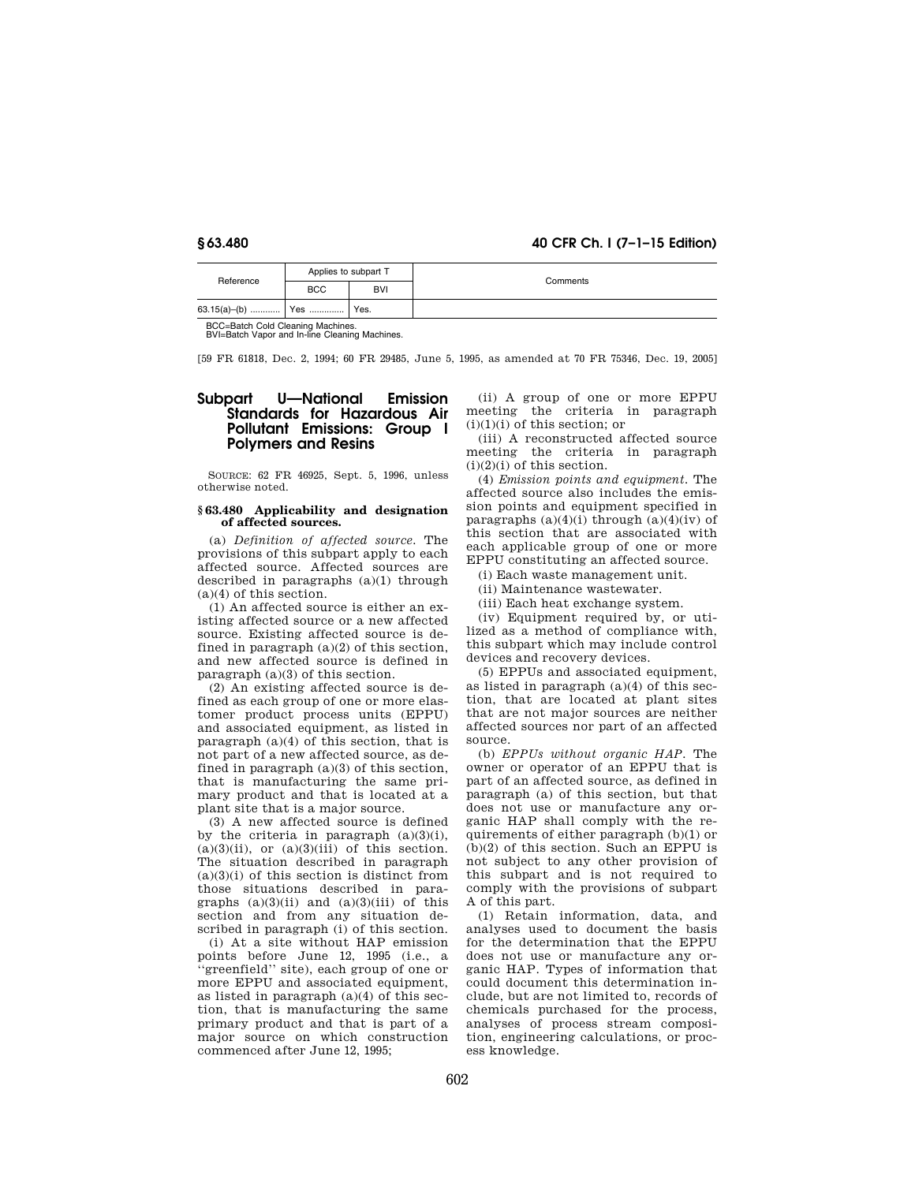| Reference | Applies to subpart T | | Comments |
|---|---|---|---|
| | BCC | BVI | |
| 63.15(a)–(b) ............ | Yes .............. | Yes. | |

BCC=Batch Cold Cleaning Machines.
BVI=Batch Vapor and In-line Cleaning Machines.

[59 FR 61818, Dec. 2, 1994; 60 FR 29485, June 5, 1995, as amended at 70 FR 75346, Dec. 19, 2005]

## Subpart U—National Emission Standards for Hazardous Air Pollutant Emissions: Group I Polymers and Resins

SOURCE: 62 FR 46925, Sept. 5, 1996, unless otherwise noted.

### § 63.480 Applicability and designation of affected sources.

(a) *Definition of affected source.* The provisions of this subpart apply to each affected source. Affected sources are described in paragraphs (a)(1) through (a)(4) of this section.

(1) An affected source is either an existing affected source or a new affected source. Existing affected source is defined in paragraph (a)(2) of this section, and new affected source is defined in paragraph (a)(3) of this section.

(2) An existing affected source is defined as each group of one or more elastomer product process units (EPPU) and associated equipment, as listed in paragraph (a)(4) of this section, that is not part of a new affected source, as defined in paragraph (a)(3) of this section, that is manufacturing the same primary product and that is located at a plant site that is a major source.

(3) A new affected source is defined by the criteria in paragraph (a)(3)(i), (a)(3)(ii), or (a)(3)(iii) of this section. The situation described in paragraph (a)(3)(i) of this section is distinct from those situations described in paragraphs (a)(3)(ii) and (a)(3)(iii) of this section and from any situation described in paragraph (i) of this section.

(i) At a site without HAP emission points before June 12, 1995 (i.e., a "greenfield" site), each group of one or more EPPU and associated equipment, as listed in paragraph (a)(4) of this section, that is manufacturing the same primary product and that is part of a major source on which construction commenced after June 12, 1995;

(ii) A group of one or more EPPU meeting the criteria in paragraph (i)(1)(i) of this section; or

(iii) A reconstructed affected source meeting the criteria in paragraph (i)(2)(i) of this section.

(4) *Emission points and equipment.* The affected source also includes the emission points and equipment specified in paragraphs (a)(4)(i) through (a)(4)(iv) of this section that are associated with each applicable group of one or more EPPU constituting an affected source.

(i) Each waste management unit.

(ii) Maintenance wastewater.

(iii) Each heat exchange system.

(iv) Equipment required by, or utilized as a method of compliance with, this subpart which may include control devices and recovery devices.

(5) EPPUs and associated equipment, as listed in paragraph (a)(4) of this section, that are located at plant sites that are not major sources are neither affected sources nor part of an affected source.

(b) *EPPUs without organic HAP.* The owner or operator of an EPPU that is part of an affected source, as defined in paragraph (a) of this section, but that does not use or manufacture any organic HAP shall comply with the requirements of either paragraph (b)(1) or (b)(2) of this section. Such an EPPU is not subject to any other provision of this subpart and is not required to comply with the provisions of subpart A of this part.

(1) Retain information, data, and analyses used to document the basis for the determination that the EPPU does not use or manufacture any organic HAP. Types of information that could document this determination include, but are not limited to, records of chemicals purchased for the process, analyses of process stream composition, engineering calculations, or process knowledge.